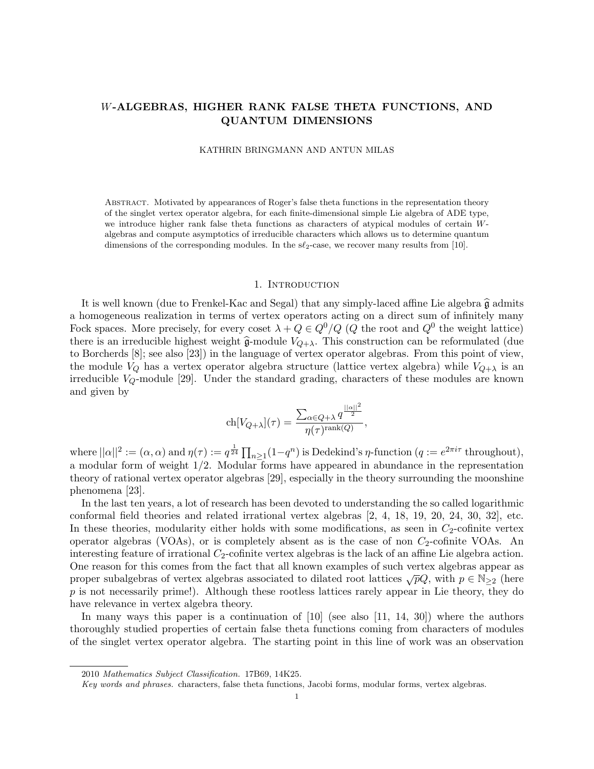# $W$-ALGEBRAS, HIGHER RANK FALSE THETA FUNCTIONS, AND QUANTUM DIMENSIONS

KATHRIN BRINGMANN AND ANTUN MILAS

Abstract. Motivated by appearances of Roger's false theta functions in the representation theory of the singlet vertex operator algebra, for each finite-dimensional simple Lie algebra of ADE type, we introduce higher rank false theta functions as characters of atypical modules of certain $W$-algebras and compute asymptotics of irreducible characters which allows us to determine quantum dimensions of the corresponding modules. In the $s\ell_2$-case, we recover many results from [10].

## 1. Introduction

It is well known (due to Frenkel-Kac and Segal) that any simply-laced affine Lie algebra $\widehat{\mathfrak{g}}$ admits a homogeneous realization in terms of vertex operators acting on a direct sum of infinitely many Fock spaces. More precisely, for every coset $\lambda + Q \in Q^0/Q$ ($Q$ the root and $Q^0$ the weight lattice) there is an irreducible highest weight $\widehat{\mathfrak{g}}$-module $V_{Q+\lambda}$. This construction can be reformulated (due to Borcherds [8]; see also [23]) in the language of vertex operator algebras. From this point of view, the module $V_Q$ has a vertex operator algebra structure (lattice vertex algebra) while $V_{Q+\lambda}$ is an irreducible $V_Q$-module [29]. Under the standard grading, characters of these modules are known and given by

$$\mathrm{ch}[V_{Q+\lambda}](\tau) = \frac{\sum_{\alpha \in Q+\lambda} q^{\frac{||\alpha||^2}{2}}}{\eta(\tau)^{\mathrm{rank}(Q)}},$$

where $||\alpha||^2 := (\alpha, \alpha)$ and $\eta(\tau) := q^{\frac{1}{24}} \prod_{n \geq 1}(1-q^n)$ is Dedekind's $\eta$-function ($q := e^{2\pi i \tau}$ throughout), a modular form of weight $1/2$. Modular forms have appeared in abundance in the representation theory of rational vertex operator algebras [29], especially in the theory surrounding the moonshine phenomena [23].

In the last ten years, a lot of research has been devoted to understanding the so called logarithmic conformal field theories and related irrational vertex algebras [2, 4, 18, 19, 20, 24, 30, 32], etc. In these theories, modularity either holds with some modifications, as seen in $C_2$-cofinite vertex operator algebras (VOAs), or is completely absent as is the case of non $C_2$-cofinite VOAs. An interesting feature of irrational $C_2$-cofinite vertex algebras is the lack of an affine Lie algebra action. One reason for this comes from the fact that all known examples of such vertex algebras appear as proper subalgebras of vertex algebras associated to dilated root lattices $\sqrt{p}Q$, with $p \in \mathbb{N}_{\geq 2}$ (here $p$ is not necessarily prime!). Although these rootless lattices rarely appear in Lie theory, they do have relevance in vertex algebra theory.

In many ways this paper is a continuation of [10] (see also [11, 14, 30]) where the authors thoroughly studied properties of certain false theta functions coming from characters of modules of the singlet vertex operator algebra. The starting point in this line of work was an observation

2010 *Mathematics Subject Classification.* 17B69, 14K25.

*Key words and phrases.* characters, false theta functions, Jacobi forms, modular forms, vertex algebras.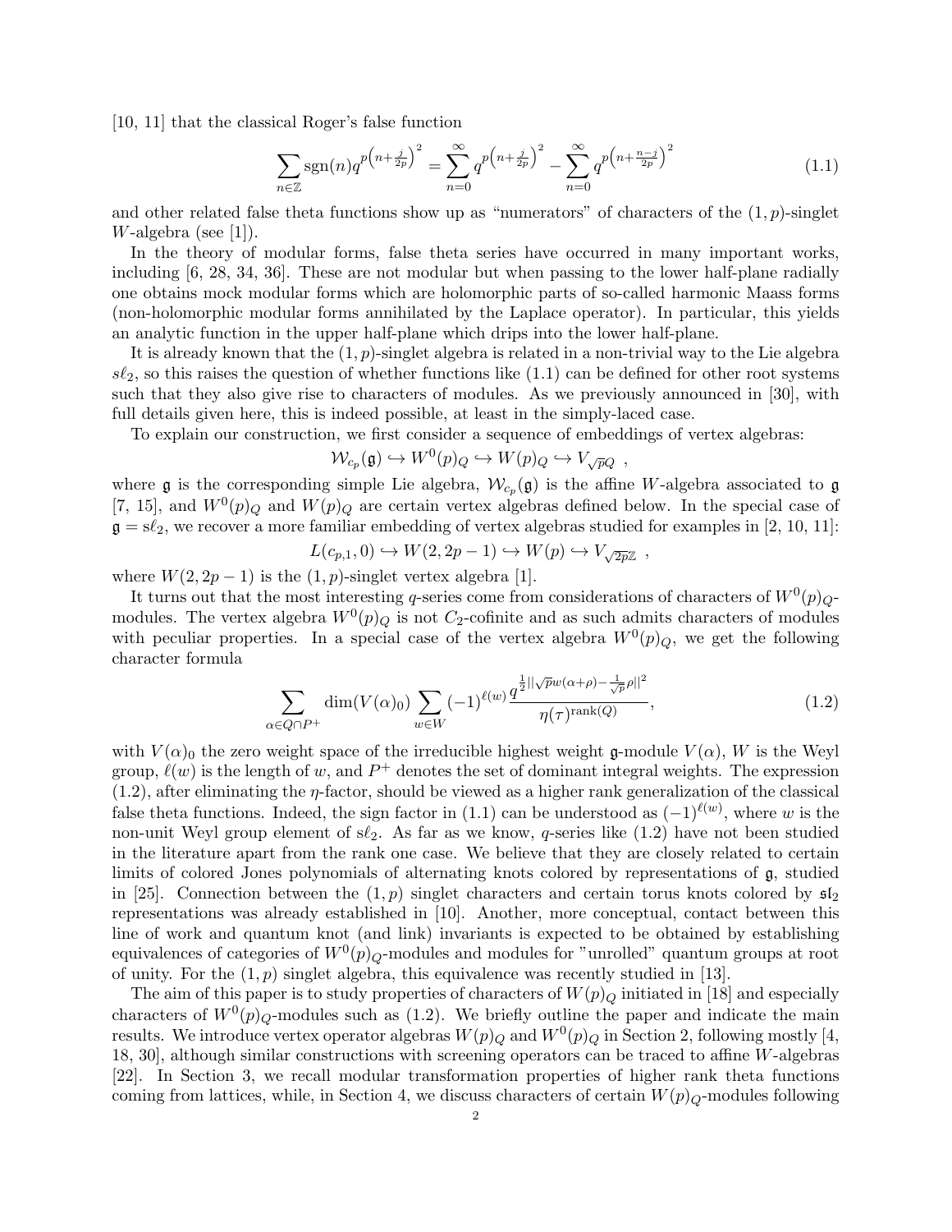[10, 11] that the classical Roger's false function

$$\sum_{n\in\mathbb{Z}} \operatorname{sgn}(n) q^{p\left(n+\frac{j}{2p}\right)^2} = \sum_{n=0}^{\infty} q^{p\left(n+\frac{j}{2p}\right)^2} - \sum_{n=0}^{\infty} q^{p\left(n+\frac{n-j}{2p}\right)^2} \tag{1.1}$$

and other related false theta functions show up as "numerators" of characters of the $(1,p)$-singlet $W$-algebra (see [1]).

In the theory of modular forms, false theta series have occurred in many important works, including [6, 28, 34, 36]. These are not modular but when passing to the lower half-plane radially one obtains mock modular forms which are holomorphic parts of so-called harmonic Maass forms (non-holomorphic modular forms annihilated by the Laplace operator). In particular, this yields an analytic function in the upper half-plane which drips into the lower half-plane.

It is already known that the $(1,p)$-singlet algebra is related in a non-trivial way to the Lie algebra $s\ell_2$, so this raises the question of whether functions like (1.1) can be defined for other root systems such that they also give rise to characters of modules. As we previously announced in [30], with full details given here, this is indeed possible, at least in the simply-laced case.

To explain our construction, we first consider a sequence of embeddings of vertex algebras:

$$\mathcal{W}_{c_p}(\mathfrak{g}) \hookrightarrow W^0(p)_Q \hookrightarrow W(p)_Q \hookrightarrow V_{\sqrt{p}Q}\ ,$$

where $\mathfrak{g}$ is the corresponding simple Lie algebra, $\mathcal{W}_{c_p}(\mathfrak{g})$ is the affine $W$-algebra associated to $\mathfrak{g}$ [7, 15], and $W^0(p)_Q$ and $W(p)_Q$ are certain vertex algebras defined below. In the special case of $\mathfrak{g} = s\ell_2$, we recover a more familiar embedding of vertex algebras studied for examples in [2, 10, 11]:

$$L(c_{p,1}, 0) \hookrightarrow W(2, 2p-1) \hookrightarrow W(p) \hookrightarrow V_{\sqrt{2p}\mathbb{Z}}\ ,$$

where $W(2, 2p-1)$ is the $(1,p)$-singlet vertex algebra [1].

It turns out that the most interesting $q$-series come from considerations of characters of $W^0(p)_Q$-modules. The vertex algebra $W^0(p)_Q$ is not $C_2$-cofinite and as such admits characters of modules with peculiar properties. In a special case of the vertex algebra $W^0(p)_Q$, we get the following character formula

$$\sum_{\alpha\in Q\cap P^+} \dim(V(\alpha)_0) \sum_{w\in W} (-1)^{\ell(w)} \frac{q^{\frac{1}{2}||\sqrt{p}w(\alpha+\rho)-\frac{1}{\sqrt{p}}\rho||^2}}{\eta(\tau)^{\operatorname{rank}(Q)}}, \tag{1.2}$$

with $V(\alpha)_0$ the zero weight space of the irreducible highest weight $\mathfrak{g}$-module $V(\alpha)$, $W$ is the Weyl group, $\ell(w)$ is the length of $w$, and $P^+$ denotes the set of dominant integral weights. The expression (1.2), after eliminating the $\eta$-factor, should be viewed as a higher rank generalization of the classical false theta functions. Indeed, the sign factor in (1.1) can be understood as $(-1)^{\ell(w)}$, where $w$ is the non-unit Weyl group element of $s\ell_2$. As far as we know, $q$-series like (1.2) have not been studied in the literature apart from the rank one case. We believe that they are closely related to certain limits of colored Jones polynomials of alternating knots colored by representations of $\mathfrak{g}$, studied in [25]. Connection between the $(1,p)$ singlet characters and certain torus knots colored by $\mathfrak{sl}_2$ representations was already established in [10]. Another, more conceptual, contact between this line of work and quantum knot (and link) invariants is expected to be obtained by establishing equivalences of categories of $W^0(p)_Q$-modules and modules for "unrolled" quantum groups at root of unity. For the $(1,p)$ singlet algebra, this equivalence was recently studied in [13].

The aim of this paper is to study properties of characters of $W(p)_Q$ initiated in [18] and especially characters of $W^0(p)_Q$-modules such as (1.2). We briefly outline the paper and indicate the main results. We introduce vertex operator algebras $W(p)_Q$ and $W^0(p)_Q$ in Section 2, following mostly [4, 18, 30], although similar constructions with screening operators can be traced to affine $W$-algebras [22]. In Section 3, we recall modular transformation properties of higher rank theta functions coming from lattices, while, in Section 4, we discuss characters of certain $W(p)_Q$-modules following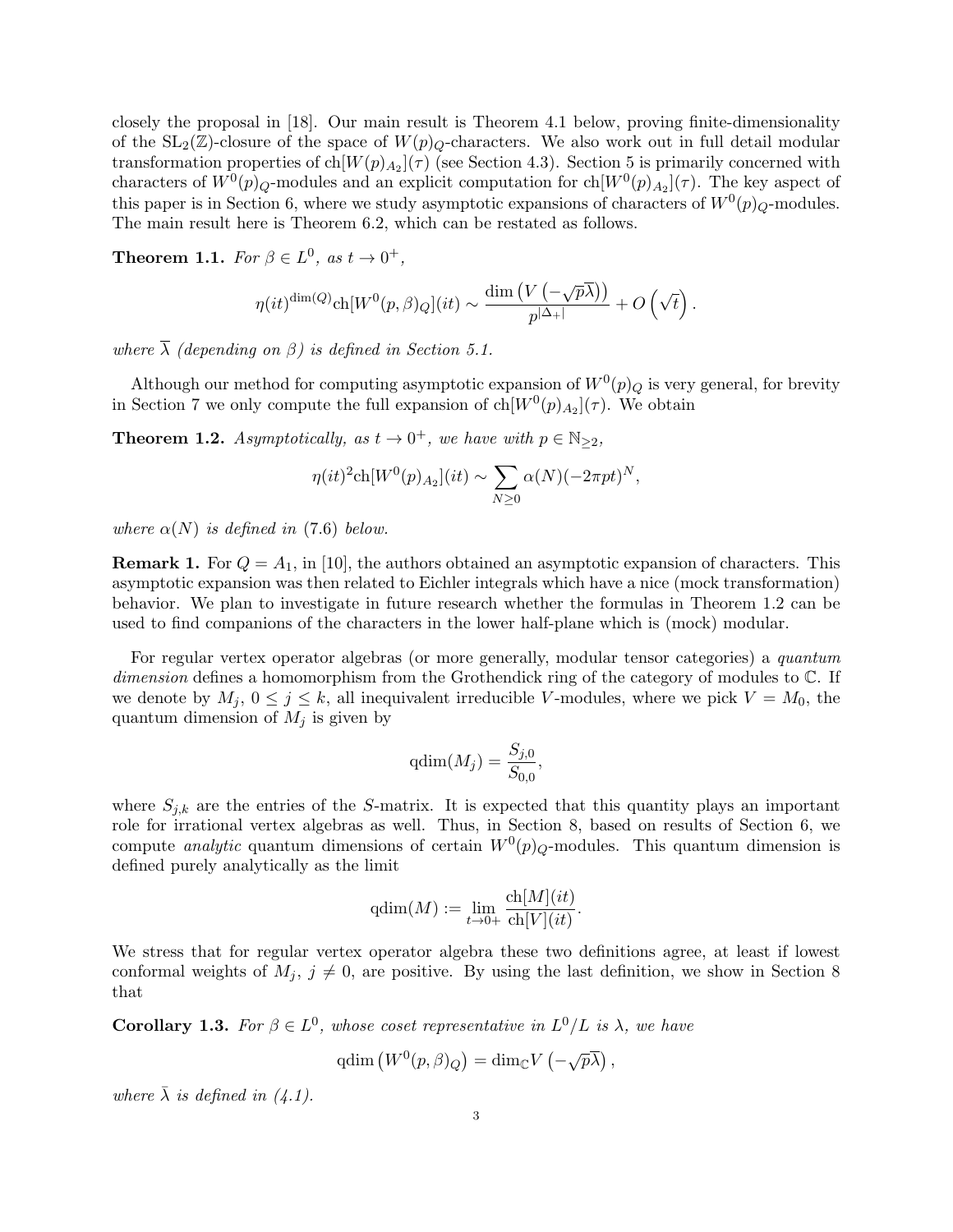closely the proposal in [18]. Our main result is Theorem 4.1 below, proving finite-dimensionality of the $\mathrm{SL}_2(\mathbb{Z})$-closure of the space of $W(p)_Q$-characters. We also work out in full detail modular transformation properties of $\mathrm{ch}[W(p)_{A_2}](\tau)$ (see Section 4.3). Section 5 is primarily concerned with characters of $W^0(p)_Q$-modules and an explicit computation for $\mathrm{ch}[W^0(p)_{A_2}](\tau)$. The key aspect of this paper is in Section 6, where we study asymptotic expansions of characters of $W^0(p)_Q$-modules. The main result here is Theorem 6.2, which can be restated as follows.

**Theorem 1.1.** *For $\beta \in L^0$, as $t \to 0^+$,*

$$\eta(it)^{\dim(Q)} \mathrm{ch}[W^0(p,\beta)_Q](it) \sim \frac{\dim\left(V\left(-\sqrt{p}\overline{\lambda}\right)\right)}{p^{|\Delta_+|}} + O\left(\sqrt{t}\right).$$

*where $\overline{\lambda}$ (depending on $\beta$) is defined in Section 5.1.*

Although our method for computing asymptotic expansion of $W^0(p)_Q$ is very general, for brevity in Section 7 we only compute the full expansion of $\mathrm{ch}[W^0(p)_{A_2}](\tau)$. We obtain

**Theorem 1.2.** *Asymptotically, as $t \to 0^+$, we have with $p \in \mathbb{N}_{\geq 2}$,*

$$\eta(it)^2 \mathrm{ch}[W^0(p)_{A_2}](it) \sim \sum_{N \geq 0} \alpha(N)(-2\pi p t)^N,$$

*where $\alpha(N)$ is defined in (7.6) below.*

**Remark 1.** For $Q = A_1$, in [10], the authors obtained an asymptotic expansion of characters. This asymptotic expansion was then related to Eichler integrals which have a nice (mock transformation) behavior. We plan to investigate in future research whether the formulas in Theorem 1.2 can be used to find companions of the characters in the lower half-plane which is (mock) modular.

For regular vertex operator algebras (or more generally, modular tensor categories) a *quantum dimension* defines a homomorphism from the Grothendick ring of the category of modules to $\mathbb{C}$. If we denote by $M_j$, $0 \leq j \leq k$, all inequivalent irreducible $V$-modules, where we pick $V = M_0$, the quantum dimension of $M_j$ is given by

$$\mathrm{qdim}(M_j) = \frac{S_{j,0}}{S_{0,0}},$$

where $S_{j,k}$ are the entries of the $S$-matrix. It is expected that this quantity plays an important role for irrational vertex algebras as well. Thus, in Section 8, based on results of Section 6, we compute *analytic* quantum dimensions of certain $W^0(p)_Q$-modules. This quantum dimension is defined purely analytically as the limit

$$\mathrm{qdim}(M) := \lim_{t \to 0+} \frac{\mathrm{ch}[M](it)}{\mathrm{ch}[V](it)}.$$

We stress that for regular vertex operator algebra these two definitions agree, at least if lowest conformal weights of $M_j$, $j \neq 0$, are positive. By using the last definition, we show in Section 8 that

**Corollary 1.3.** *For $\beta \in L^0$, whose coset representative in $L^0/L$ is $\lambda$, we have*

$$\mathrm{qdim}\left(W^0(p,\beta)_Q\right) = \dim_{\mathbb{C}} V\left(-\sqrt{p}\overline{\lambda}\right),$$

*where $\bar{\lambda}$ is defined in (4.1).*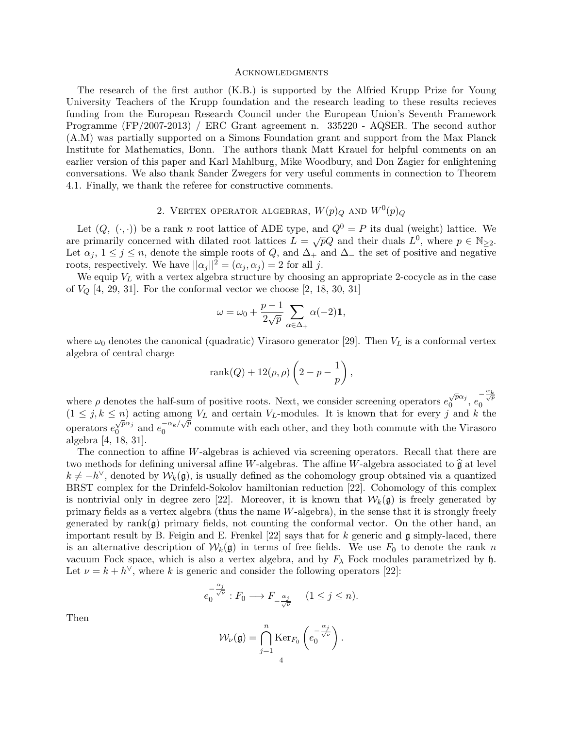### Acknowledgments

The research of the first author (K.B.) is supported by the Alfried Krupp Prize for Young University Teachers of the Krupp foundation and the research leading to these results recieves funding from the European Research Council under the European Union's Seventh Framework Programme (FP/2007-2013) / ERC Grant agreement n. 335220 - AQSER. The second author (A.M) was partially supported on a Simons Foundation grant and support from the Max Planck Institute for Mathematics, Bonn. The authors thank Matt Krauel for helpful comments on an earlier version of this paper and Karl Mahlburg, Mike Woodbury, and Don Zagier for enlightening conversations. We also thank Sander Zwegers for very useful comments in connection to Theorem 4.1. Finally, we thank the referee for constructive comments.

## 2. Vertex operator algebras, $W(p)_Q$ and $W^0(p)_Q$

Let $(Q, \ (\cdot,\cdot))$ be a rank $n$ root lattice of ADE type, and $Q^0 = P$ its dual (weight) lattice. We are primarily concerned with dilated root lattices $L = \sqrt{p}Q$ and their duals $L^0$, where $p \in \mathbb{N}_{\geq 2}$. Let $\alpha_j$, $1 \leq j \leq n$, denote the simple roots of $Q$, and $\Delta_+$ and $\Delta_-$ the set of positive and negative roots, respectively. We have $||\alpha_j||^2 = (\alpha_j, \alpha_j) = 2$ for all $j$.

We equip $V_L$ with a vertex algebra structure by choosing an appropriate 2-cocycle as in the case of $V_Q$ [4, 29, 31]. For the conformal vector we choose [2, 18, 30, 31]

$$\omega = \omega_0 + \frac{p-1}{2\sqrt{p}} \sum_{\alpha \in \Delta_+} \alpha(-2)\mathbf{1},$$

where $\omega_0$ denotes the canonical (quadratic) Virasoro generator [29]. Then $V_L$ is a conformal vertex algebra of central charge

$$\operatorname{rank}(Q) + 12(\rho, \rho)\left(2 - p - \frac{1}{p}\right),$$

where $\rho$ denotes the half-sum of positive roots. Next, we consider screening operators $e_0^{\sqrt{p}\alpha_j}$, $e_0^{-\frac{\alpha_k}{\sqrt{p}}}$ $(1 \leq j, k \leq n)$ acting among $V_L$ and certain $V_L$-modules. It is known that for every $j$ and $k$ the operators $e_0^{\sqrt{p}\alpha_j}$ and $e_0^{-\alpha_k/\sqrt{p}}$ commute with each other, and they both commute with the Virasoro algebra [4, 18, 31].

The connection to affine $W$-algebras is achieved via screening operators. Recall that there are two methods for defining universal affine $W$-algebras. The affine $W$-algebra associated to $\widehat{\mathfrak{g}}$ at level $k \neq -h^\vee$, denoted by $\mathcal{W}_k(\mathfrak{g})$, is usually defined as the cohomology group obtained via a quantized BRST complex for the Drinfeld-Sokolov hamiltonian reduction [22]. Cohomology of this complex is nontrivial only in degree zero [22]. Moreover, it is known that $\mathcal{W}_k(\mathfrak{g})$ is freely generated by primary fields as a vertex algebra (thus the name $W$-algebra), in the sense that it is strongly freely generated by $\operatorname{rank}(\mathfrak{g})$ primary fields, not counting the conformal vector. On the other hand, an important result by B. Feigin and E. Frenkel [22] says that for $k$ generic and $\mathfrak{g}$ simply-laced, there is an alternative description of $\mathcal{W}_k(\mathfrak{g})$ in terms of free fields. We use $F_0$ to denote the rank $n$ vacuum Fock space, which is also a vertex algebra, and by $F_\lambda$ Fock modules parametrized by $\mathfrak{h}$. Let $\nu = k + h^\vee$, where $k$ is generic and consider the following operators [22]:

$$e_0^{-\frac{\alpha_j}{\sqrt{\nu}}} : F_0 \longrightarrow F_{-\frac{\alpha_j}{\sqrt{\nu}}} \quad (1 \leq j \leq n).$$

Then

$$\mathcal{W}_\nu(\mathfrak{g}) = \bigcap_{j=1}^{n} \operatorname{Ker}_{F_0}\left(e_0^{-\frac{\alpha_j}{\sqrt{\nu}}}\right).$$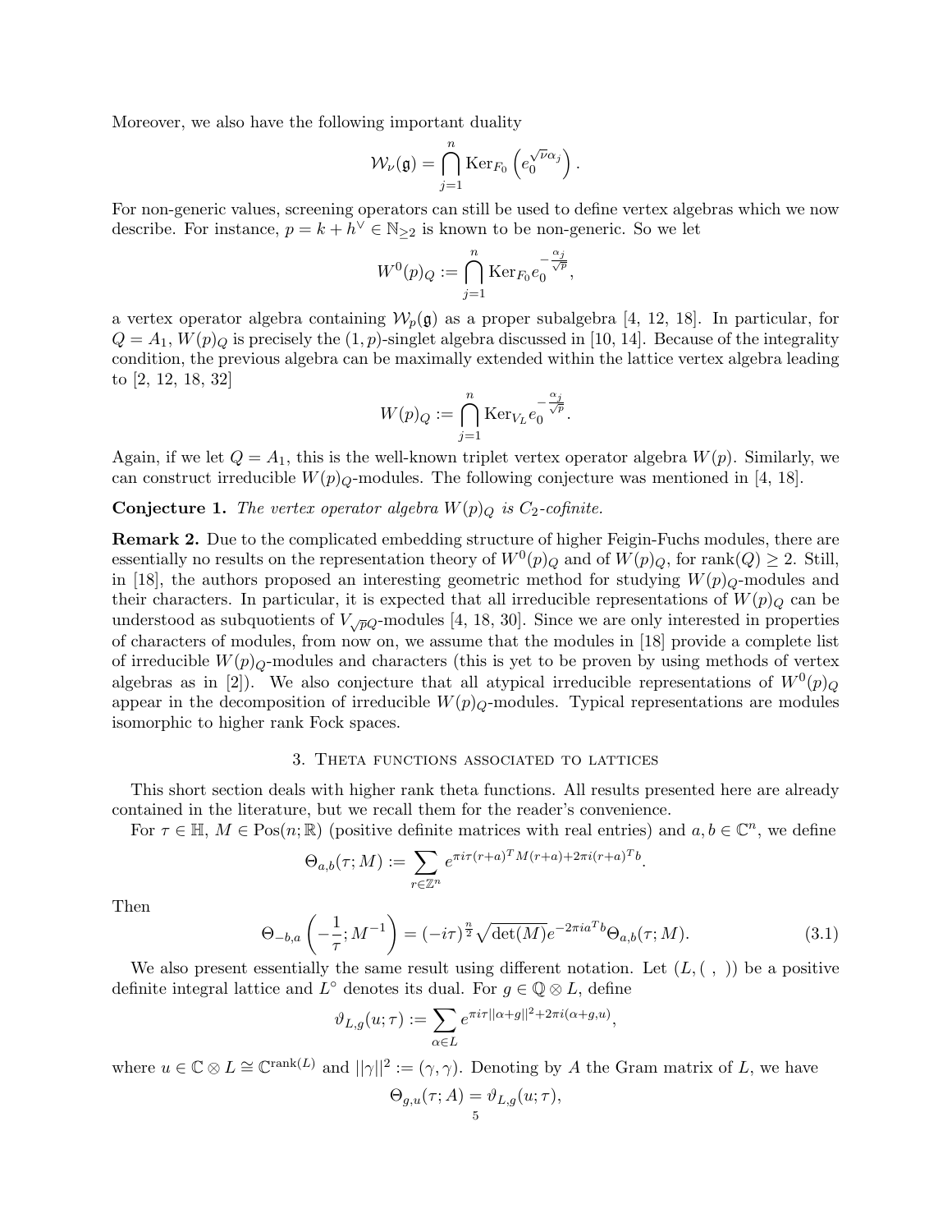Moreover, we also have the following important duality

$$\mathcal{W}_\nu(\mathfrak{g}) = \bigcap_{j=1}^{n} \operatorname{Ker}_{F_0}\left(e_0^{\sqrt{\nu}\alpha_j}\right).$$

For non-generic values, screening operators can still be used to define vertex algebras which we now describe. For instance, $p = k + h^\vee \in \mathbb{N}_{\geq 2}$ is known to be non-generic. So we let

$$W^0(p)_Q := \bigcap_{j=1}^{n} \operatorname{Ker}_{F_0} e_0^{-\frac{\alpha_j}{\sqrt{p}}},$$

a vertex operator algebra containing $\mathcal{W}_p(\mathfrak{g})$ as a proper subalgebra [4, 12, 18]. In particular, for $Q = A_1$, $W(p)_Q$ is precisely the $(1,p)$-singlet algebra discussed in [10, 14]. Because of the integrality condition, the previous algebra can be maximally extended within the lattice vertex algebra leading to [2, 12, 18, 32]

$$W(p)_Q := \bigcap_{j=1}^{n} \operatorname{Ker}_{V_L} e_0^{-\frac{\alpha_j}{\sqrt{p}}}.$$

Again, if we let $Q = A_1$, this is the well-known triplet vertex operator algebra $W(p)$. Similarly, we can construct irreducible $W(p)_Q$-modules. The following conjecture was mentioned in [4, 18].

**Conjecture 1.** *The vertex operator algebra $W(p)_Q$ is $C_2$-cofinite.*

**Remark 2.** Due to the complicated embedding structure of higher Feigin-Fuchs modules, there are essentially no results on the representation theory of $W^0(p)_Q$ and of $W(p)_Q$, for $\operatorname{rank}(Q) \geq 2$. Still, in [18], the authors proposed an interesting geometric method for studying $W(p)_Q$-modules and their characters. In particular, it is expected that all irreducible representations of $W(p)_Q$ can be understood as subquotients of $V_{\sqrt{p}Q}$-modules [4, 18, 30]. Since we are only interested in properties of characters of modules, from now on, we assume that the modules in [18] provide a complete list of irreducible $W(p)_Q$-modules and characters (this is yet to be proven by using methods of vertex algebras as in [2]). We also conjecture that all atypical irreducible representations of $W^0(p)_Q$ appear in the decomposition of irreducible $W(p)_Q$-modules. Typical representations are modules isomorphic to higher rank Fock spaces.

## 3. Theta functions associated to lattices

This short section deals with higher rank theta functions. All results presented here are already contained in the literature, but we recall them for the reader's convenience.

For $\tau \in \mathbb{H}$, $M \in \operatorname{Pos}(n;\mathbb{R})$ (positive definite matrices with real entries) and $a, b \in \mathbb{C}^n$, we define

$$\Theta_{a,b}(\tau; M) := \sum_{r \in \mathbb{Z}^n} e^{\pi i \tau (r+a)^T M (r+a) + 2\pi i (r+a)^T b}.$$

Then

$$\Theta_{-b,a}\left(-\frac{1}{\tau}; M^{-1}\right) = (-i\tau)^{\frac{n}{2}} \sqrt{\det(M)} e^{-2\pi i a^T b} \Theta_{a,b}(\tau; M). \tag{3.1}$$

We also present essentially the same result using different notation. Let $(L, (\ ,\ ))$ be a positive definite integral lattice and $L^\circ$ denotes its dual. For $g \in \mathbb{Q} \otimes L$, define

$$\vartheta_{L,g}(u;\tau) := \sum_{\alpha \in L} e^{\pi i \tau ||\alpha + g||^2 + 2\pi i (\alpha + g, u)},$$

where $u \in \mathbb{C} \otimes L \cong \mathbb{C}^{\operatorname{rank}(L)}$ and $||\gamma||^2 := (\gamma, \gamma)$. Denoting by $A$ the Gram matrix of $L$, we have

$$\Theta_{g,u}(\tau; A) = \vartheta_{L,g}(u;\tau),$$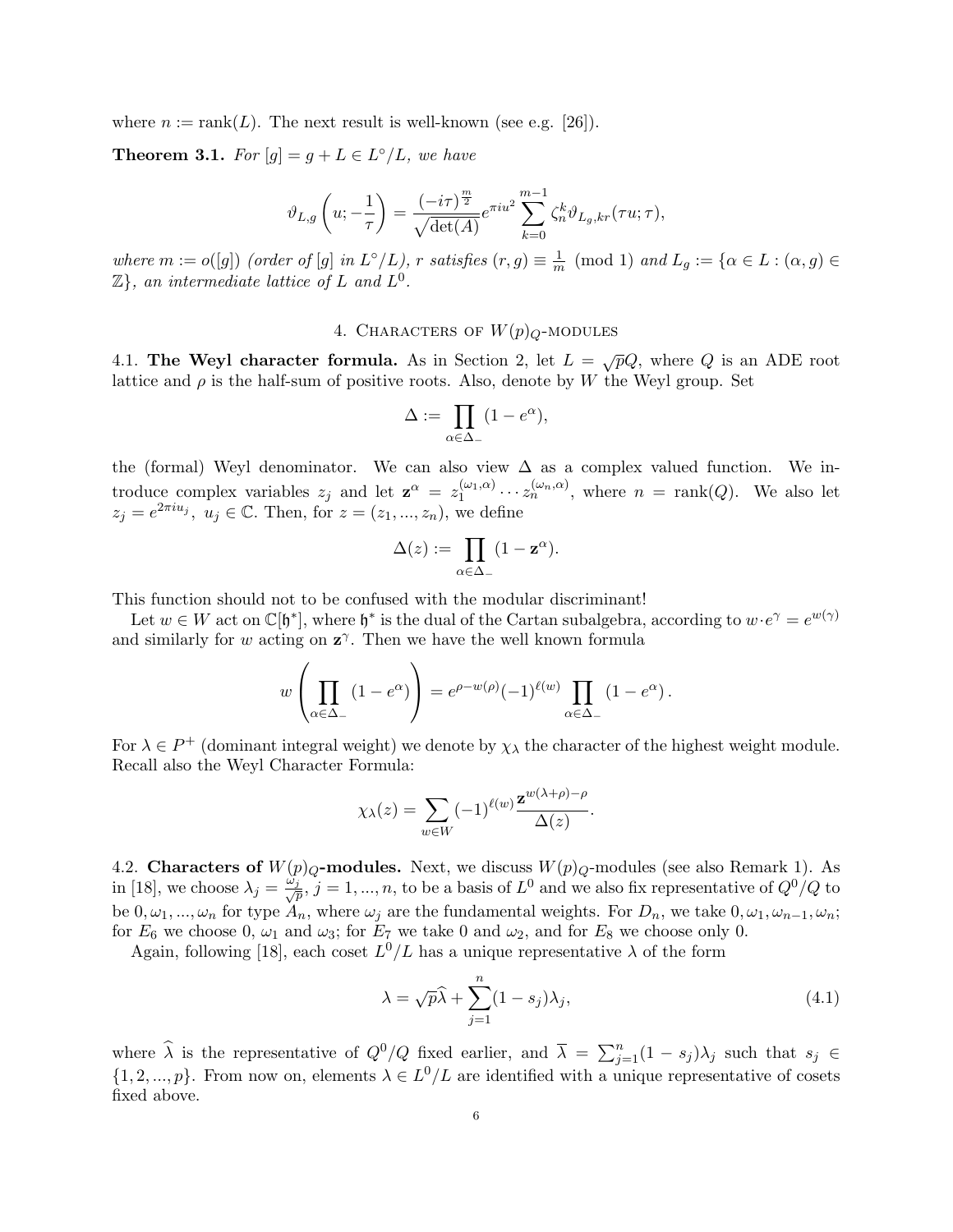where $n := \text{rank}(L)$. The next result is well-known (see e.g. [26]).

**Theorem 3.1.** *For $[g] = g + L \in L^\circ/L$, we have*

$$\vartheta_{L,g}\left(u; -\frac{1}{\tau}\right) = \frac{(-i\tau)^{\frac{m}{2}}}{\sqrt{\det(A)}} e^{\pi i u^2} \sum_{k=0}^{m-1} \zeta_n^k \vartheta_{L_g, kr}(\tau u; \tau),$$

*where $m := o([g])$ (order of $[g]$ in $L^\circ/L$), $r$ satisfies $(r, g) \equiv \frac{1}{m} \pmod 1$ and $L_g := \{\alpha \in L : (\alpha, g) \in \mathbb{Z}\}$, an intermediate lattice of $L$ and $L^0$.*

## 4. Characters of $W(p)_Q$-modules

4.1. **The Weyl character formula.** As in Section 2, let $L = \sqrt{p}Q$, where $Q$ is an ADE root lattice and $\rho$ is the half-sum of positive roots. Also, denote by $W$ the Weyl group. Set

$$\Delta := \prod_{\alpha \in \Delta_-} (1 - e^{\alpha}),$$

the (formal) Weyl denominator. We can also view $\Delta$ as a complex valued function. We introduce complex variables $z_j$ and let $\mathbf{z}^\alpha = z_1^{(\omega_1, \alpha)} \cdots z_n^{(\omega_n, \alpha)}$, where $n = \text{rank}(Q)$. We also let $z_j = e^{2\pi i u_j}$, $u_j \in \mathbb{C}$. Then, for $z = (z_1, ..., z_n)$, we define

$$\Delta(z) := \prod_{\alpha \in \Delta_-} (1 - \mathbf{z}^{\alpha}).$$

This function should not to be confused with the modular discriminant!

Let $w \in W$ act on $\mathbb{C}[\mathfrak{h}^*]$, where $\mathfrak{h}^*$ is the dual of the Cartan subalgebra, according to $w \cdot e^\gamma = e^{w(\gamma)}$ and similarly for $w$ acting on $\mathbf{z}^\gamma$. Then we have the well known formula

$$w\left(\prod_{\alpha \in \Delta_-} (1 - e^{\alpha})\right) = e^{\rho - w(\rho)} (-1)^{\ell(w)} \prod_{\alpha \in \Delta_-} (1 - e^{\alpha}).$$

For $\lambda \in P^+$ (dominant integral weight) we denote by $\chi_\lambda$ the character of the highest weight module. Recall also the Weyl Character Formula:

$$\chi_\lambda(z) = \sum_{w \in W} (-1)^{\ell(w)} \frac{\mathbf{z}^{w(\lambda+\rho)-\rho}}{\Delta(z)}.$$

4.2. **Characters of $W(p)_Q$-modules.** Next, we discuss $W(p)_Q$-modules (see also Remark 1). As in [18], we choose $\lambda_j = \frac{\omega_j}{\sqrt{p}}$, $j = 1, ..., n$, to be a basis of $L^0$ and we also fix representative of $Q^0/Q$ to be $0, \omega_1, ..., \omega_n$ for type $A_n$, where $\omega_j$ are the fundamental weights. For $D_n$, we take $0, \omega_1, \omega_{n-1}, \omega_n$; for $E_6$ we choose $0$, $\omega_1$ and $\omega_3$; for $E_7$ we take $0$ and $\omega_2$, and for $E_8$ we choose only $0$.

Again, following [18], each coset $L^0/L$ has a unique representative $\lambda$ of the form

$$\lambda = \sqrt{p}\widehat{\lambda} + \sum_{j=1}^{n} (1 - s_j) \lambda_j, \tag{4.1}$$

where $\widehat{\lambda}$ is the representative of $Q^0/Q$ fixed earlier, and $\overline{\lambda} = \sum_{j=1}^n (1 - s_j) \lambda_j$ such that $s_j \in \{1, 2, ..., p\}$. From now on, elements $\lambda \in L^0/L$ are identified with a unique representative of cosets fixed above.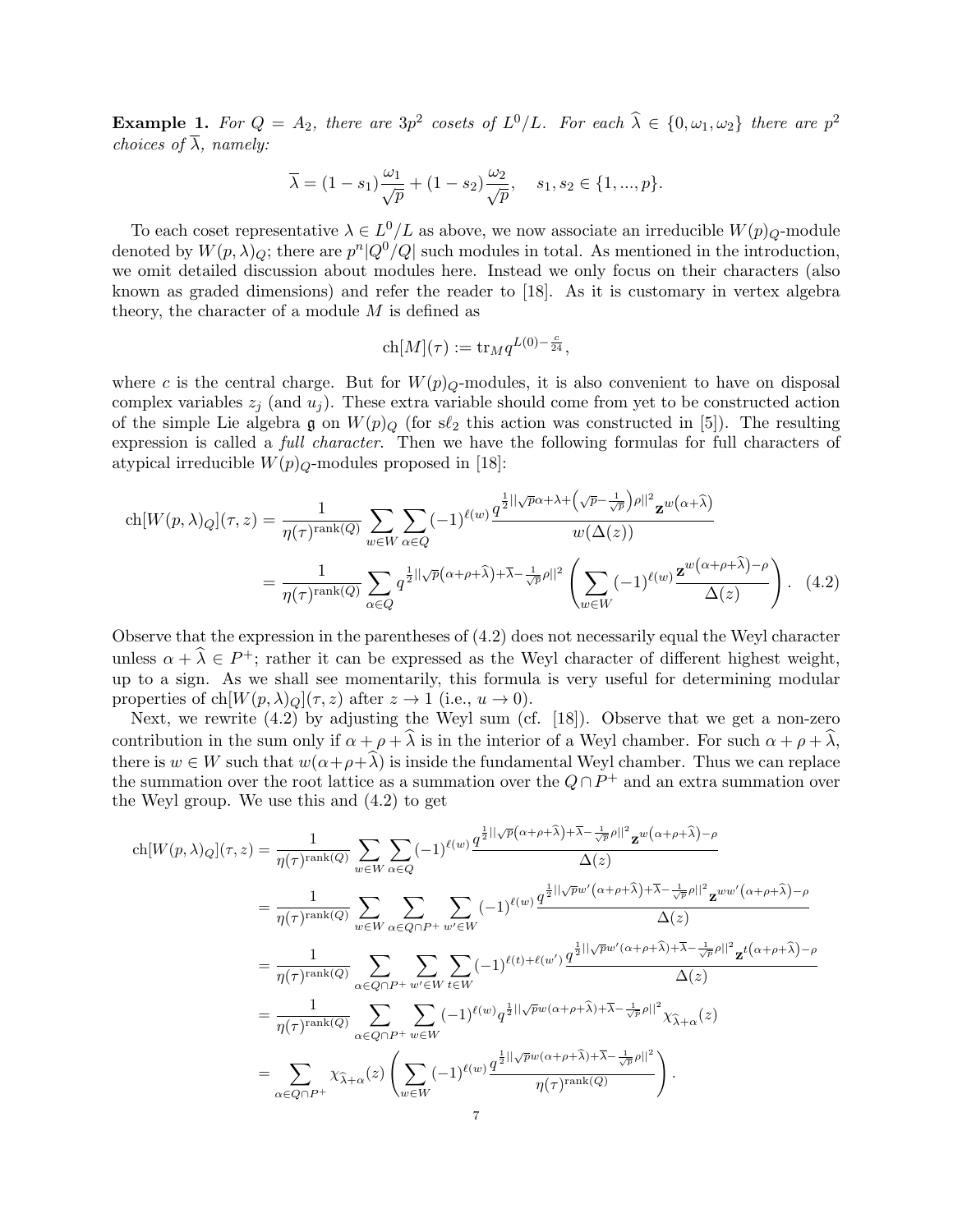**Example 1.** *For $Q = A_2$, there are $3p^2$ cosets of $L^0/L$. For each $\widehat{\lambda} \in \{0, \omega_1, \omega_2\}$ there are $p^2$ choices of $\overline{\lambda}$, namely:*

$$\overline{\lambda} = (1 - s_1)\frac{\omega_1}{\sqrt{p}} + (1 - s_2)\frac{\omega_2}{\sqrt{p}}, \quad s_1, s_2 \in \{1, ..., p\}.$$

To each coset representative $\lambda \in L^0/L$ as above, we now associate an irreducible $W(p)_Q$-module denoted by $W(p, \lambda)_Q$; there are $p^n|Q^0/Q|$ such modules in total. As mentioned in the introduction, we omit detailed discussion about modules here. Instead we only focus on their characters (also known as graded dimensions) and refer the reader to [18]. As it is customary in vertex algebra theory, the character of a module $M$ is defined as

$$\mathrm{ch}[M](\tau) := \mathrm{tr}_M q^{L(0) - \frac{c}{24}},$$

where $c$ is the central charge. But for $W(p)_Q$-modules, it is also convenient to have on disposal complex variables $z_j$ (and $u_j$). These extra variable should come from yet to be constructed action of the simple Lie algebra $\mathfrak{g}$ on $W(p)_Q$ (for $s\ell_2$ this action was constructed in [5]). The resulting expression is called a *full character*. Then we have the following formulas for full characters of atypical irreducible $W(p)_Q$-modules proposed in [18]:

$$\begin{aligned}
\mathrm{ch}[W(p, \lambda)_Q](\tau, z) &= \frac{1}{\eta(\tau)^{\mathrm{rank}(Q)}} \sum_{w \in W} \sum_{\alpha \in Q} (-1)^{\ell(w)} \frac{q^{\frac{1}{2}||\sqrt{p}\alpha + \lambda + \left(\sqrt{p} - \frac{1}{\sqrt{p}}\right)\rho||^2} \mathbf{z}^{w\left(\alpha + \widehat{\lambda}\right)}}{w(\Delta(z))} \\
&= \frac{1}{\eta(\tau)^{\mathrm{rank}(Q)}} \sum_{\alpha \in Q} q^{\frac{1}{2}||\sqrt{p}\left(\alpha + \rho + \widehat{\lambda}\right) + \overline{\lambda} - \frac{1}{\sqrt{p}}\rho||^2} \left( \sum_{w \in W} (-1)^{\ell(w)} \frac{\mathbf{z}^{w\left(\alpha + \rho + \widehat{\lambda}\right) - \rho}}{\Delta(z)} \right). \quad (4.2)
\end{aligned}$$

Observe that the expression in the parentheses of (4.2) does not necessarily equal the Weyl character unless $\alpha + \widehat{\lambda} \in P^+$; rather it can be expressed as the Weyl character of different highest weight, up to a sign. As we shall see momentarily, this formula is very useful for determining modular properties of $\mathrm{ch}[W(p, \lambda)_Q](\tau, z)$ after $z \to 1$ (i.e., $u \to 0$).

Next, we rewrite (4.2) by adjusting the Weyl sum (cf. [18]). Observe that we get a non-zero contribution in the sum only if $\alpha + \rho + \widehat{\lambda}$ is in the interior of a Weyl chamber. For such $\alpha + \rho + \widehat{\lambda}$, there is $w \in W$ such that $w(\alpha + \rho + \widehat{\lambda})$ is inside the fundamental Weyl chamber. Thus we can replace the summation over the root lattice as a summation over the $Q \cap P^+$ and an extra summation over the Weyl group. We use this and (4.2) to get

$$\begin{aligned}
\mathrm{ch}[W(p, \lambda)_Q](\tau, z) &= \frac{1}{\eta(\tau)^{\mathrm{rank}(Q)}} \sum_{w \in W} \sum_{\alpha \in Q} (-1)^{\ell(w)} \frac{q^{\frac{1}{2}||\sqrt{p}\left(\alpha + \rho + \widehat{\lambda}\right) + \overline{\lambda} - \frac{1}{\sqrt{p}}\rho||^2} \mathbf{z}^{w\left(\alpha + \rho + \widehat{\lambda}\right) - \rho}}{\Delta(z)} \\
&= \frac{1}{\eta(\tau)^{\mathrm{rank}(Q)}} \sum_{w \in W} \sum_{\alpha \in Q \cap P^+} \sum_{w' \in W} (-1)^{\ell(w)} \frac{q^{\frac{1}{2}||\sqrt{p}w'\left(\alpha + \rho + \widehat{\lambda}\right) + \overline{\lambda} - \frac{1}{\sqrt{p}}\rho||^2} \mathbf{z}^{ww'\left(\alpha + \rho + \widehat{\lambda}\right) - \rho}}{\Delta(z)} \\
&= \frac{1}{\eta(\tau)^{\mathrm{rank}(Q)}} \sum_{\alpha \in Q \cap P^+} \sum_{w' \in W} \sum_{t \in W} (-1)^{\ell(t) + \ell(w')} \frac{q^{\frac{1}{2}||\sqrt{p}w'(\alpha + \rho + \widehat{\lambda}) + \overline{\lambda} - \frac{1}{\sqrt{p}}\rho||^2} \mathbf{z}^{t\left(\alpha + \rho + \widehat{\lambda}\right) - \rho}}{\Delta(z)} \\
&= \frac{1}{\eta(\tau)^{\mathrm{rank}(Q)}} \sum_{\alpha \in Q \cap P^+} \sum_{w \in W} (-1)^{\ell(w)} q^{\frac{1}{2}||\sqrt{p}w(\alpha + \rho + \widehat{\lambda}) + \overline{\lambda} - \frac{1}{\sqrt{p}}\rho||^2} \chi_{\widehat{\lambda} + \alpha}(z) \\
&= \sum_{\alpha \in Q \cap P^+} \chi_{\widehat{\lambda} + \alpha}(z) \left( \sum_{w \in W} (-1)^{\ell(w)} \frac{q^{\frac{1}{2}||\sqrt{p}w(\alpha + \rho + \widehat{\lambda}) + \overline{\lambda} - \frac{1}{\sqrt{p}}\rho||^2}}{\eta(\tau)^{\mathrm{rank}(Q)}} \right).
\end{aligned}$$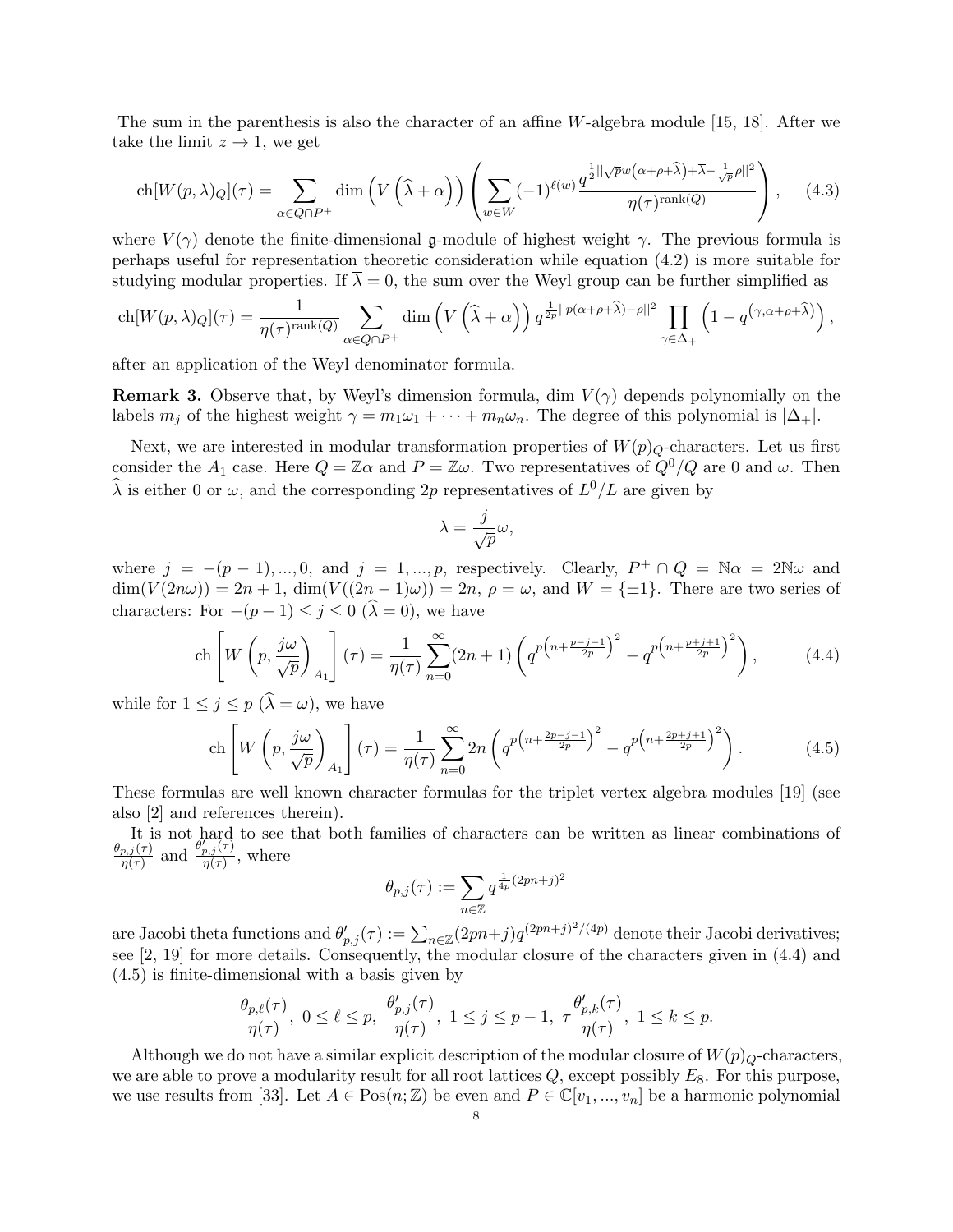The sum in the parenthesis is also the character of an affine $W$-algebra module [15, 18]. After we take the limit $z \to 1$, we get

$$\mathrm{ch}[W(p,\lambda)_Q](\tau) = \sum_{\alpha \in Q \cap P^+} \dim\left(V\left(\widehat{\lambda}+\alpha\right)\right) \left( \sum_{w \in W} (-1)^{\ell(w)} \frac{q^{\frac{1}{2}||\sqrt{p}w\left(\alpha+\rho+\widehat{\lambda}\right)+\overline{\lambda}-\frac{1}{\sqrt{p}}\rho||^2}}{\eta(\tau)^{\mathrm{rank}(Q)}} \right), \tag{4.3}$$

where $V(\gamma)$ denote the finite-dimensional $\mathfrak{g}$-module of highest weight $\gamma$. The previous formula is perhaps useful for representation theoretic consideration while equation (4.2) is more suitable for studying modular properties. If $\overline{\lambda} = 0$, the sum over the Weyl group can be further simplified as

$$\mathrm{ch}[W(p,\lambda)_Q](\tau) = \frac{1}{\eta(\tau)^{\mathrm{rank}(Q)}} \sum_{\alpha \in Q \cap P^+} \dim\left(V\left(\widehat{\lambda}+\alpha\right)\right) q^{\frac{1}{2p}||p(\alpha+\rho+\widehat{\lambda})-\rho||^2} \prod_{\gamma \in \Delta_+} \left(1 - q^{\left(\gamma,\alpha+\rho+\widehat{\lambda}\right)}\right),$$

after an application of the Weyl denominator formula.

**Remark 3.** Observe that, by Weyl's dimension formula, $\dim V(\gamma)$ depends polynomially on the labels $m_j$ of the highest weight $\gamma = m_1\omega_1 + \cdots + m_n\omega_n$. The degree of this polynomial is $|\Delta_+|$.

Next, we are interested in modular transformation properties of $W(p)_Q$-characters. Let us first consider the $A_1$ case. Here $Q = \mathbb{Z}\alpha$ and $P = \mathbb{Z}\omega$. Two representatives of $Q^0/Q$ are 0 and $\omega$. Then $\widehat{\lambda}$ is either 0 or $\omega$, and the corresponding $2p$ representatives of $L^0/L$ are given by

$$\lambda = \frac{j}{\sqrt{p}}\omega,$$

where $j = -(p-1), ..., 0$, and $j = 1, ..., p$, respectively. Clearly, $P^+ \cap Q = \mathbb{N}\alpha = 2\mathbb{N}\omega$ and $\dim(V(2n\omega)) = 2n+1$, $\dim(V((2n-1)\omega)) = 2n$, $\rho = \omega$, and $W = \{\pm 1\}$. There are two series of characters: For $-(p-1) \le j \le 0$ ($\widehat{\lambda} = 0$), we have

$$\mathrm{ch}\left[W\left(p, \frac{j\omega}{\sqrt{p}}\right)_{A_1}\right](\tau) = \frac{1}{\eta(\tau)} \sum_{n=0}^{\infty} (2n+1) \left( q^{p\left(n+\frac{p-j-1}{2p}\right)^2} - q^{p\left(n+\frac{p+j+1}{2p}\right)^2} \right), \tag{4.4}$$

while for $1 \le j \le p$ ($\widehat{\lambda} = \omega$), we have

$$\mathrm{ch}\left[W\left(p, \frac{j\omega}{\sqrt{p}}\right)_{A_1}\right](\tau) = \frac{1}{\eta(\tau)} \sum_{n=0}^{\infty} 2n \left( q^{p\left(n+\frac{2p-j-1}{2p}\right)^2} - q^{p\left(n+\frac{2p+j+1}{2p}\right)^2} \right). \tag{4.5}$$

These formulas are well known character formulas for the triplet vertex algebra modules [19] (see also [2] and references therein).

It is not hard to see that both families of characters can be written as linear combinations of $\frac{\theta_{p,j}(\tau)}{\eta(\tau)}$ and $\frac{\theta'_{p,j}(\tau)}{\eta(\tau)}$, where

$$\theta_{p,j}(\tau) := \sum_{n \in \mathbb{Z}} q^{\frac{1}{4p}(2pn+j)^2}$$

are Jacobi theta functions and $\theta'_{p,j}(\tau) := \sum_{n \in \mathbb{Z}} (2pn+j) q^{(2pn+j)^2/(4p)}$ denote their Jacobi derivatives; see [2, 19] for more details. Consequently, the modular closure of the characters given in (4.4) and (4.5) is finite-dimensional with a basis given by

$$\frac{\theta_{p,\ell}(\tau)}{\eta(\tau)},\ 0 \le \ell \le p,\ \frac{\theta'_{p,j}(\tau)}{\eta(\tau)},\ 1 \le j \le p-1,\ \tau\frac{\theta'_{p,k}(\tau)}{\eta(\tau)},\ 1 \le k \le p.$$

Although we do not have a similar explicit description of the modular closure of $W(p)_Q$-characters, we are able to prove a modularity result for all root lattices $Q$, except possibly $E_8$. For this purpose, we use results from [33]. Let $A \in \mathrm{Pos}(n;\mathbb{Z})$ be even and $P \in \mathbb{C}[v_1, ..., v_n]$ be a harmonic polynomial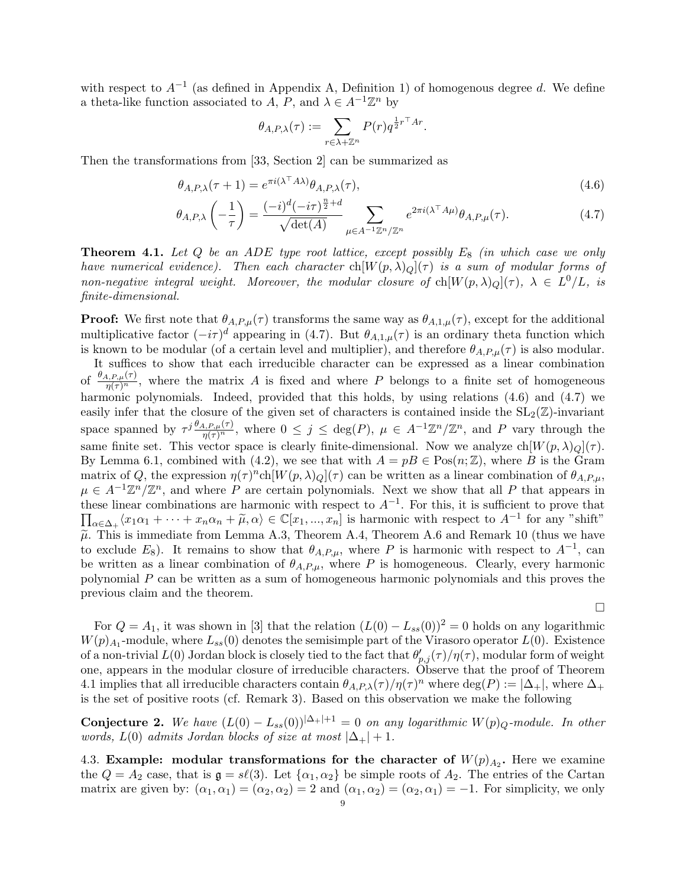with respect to $A^{-1}$ (as defined in Appendix A, Definition 1) of homogenous degree $d$. We define a theta-like function associated to $A$, $P$, and $\lambda \in A^{-1}\mathbb{Z}^n$ by

$$\theta_{A,P,\lambda}(\tau) := \sum_{r\in\lambda+\mathbb{Z}^n} P(r) q^{\frac{1}{2}r^\top A r}.$$

Then the transformations from [33, Section 2] can be summarized as

$$\theta_{A,P,\lambda}(\tau+1) = e^{\pi i(\lambda^\top A\lambda)}\theta_{A,P,\lambda}(\tau), \tag{4.6}$$

$$\theta_{A,P,\lambda}\left(-\frac{1}{\tau}\right) = \frac{(-i)^d(-i\tau)^{\frac{n}{2}+d}}{\sqrt{\det(A)}} \sum_{\mu\in A^{-1}\mathbb{Z}^n/\mathbb{Z}^n} e^{2\pi i(\lambda^\top A\mu)}\theta_{A,P,\mu}(\tau). \tag{4.7}$$

**Theorem 4.1.** *Let $Q$ be an ADE type root lattice, except possibly $E_8$ (in which case we only have numerical evidence). Then each character $\mathrm{ch}[W(p,\lambda)_Q](\tau)$ is a sum of modular forms of non-negative integral weight. Moreover, the modular closure of $\mathrm{ch}[W(p,\lambda)_Q](\tau)$, $\lambda \in L^0/L$, is finite-dimensional.*

**Proof:** We first note that $\theta_{A,P,\mu}(\tau)$ transforms the same way as $\theta_{A,1,\mu}(\tau)$, except for the additional multiplicative factor $(-i\tau)^d$ appearing in (4.7). But $\theta_{A,1,\mu}(\tau)$ is an ordinary theta function which is known to be modular (of a certain level and multiplier), and therefore $\theta_{A,P,\mu}(\tau)$ is also modular.

It suffices to show that each irreducible character can be expressed as a linear combination of $\frac{\theta_{A,P,\mu}(\tau)}{\eta(\tau)^n}$, where the matrix $A$ is fixed and where $P$ belongs to a finite set of homogeneous harmonic polynomials. Indeed, provided that this holds, by using relations (4.6) and (4.7) we easily infer that the closure of the given set of characters is contained inside the $\mathrm{SL}_2(\mathbb{Z})$-invariant space spanned by $\tau^j\frac{\theta_{A,P,\mu}(\tau)}{\eta(\tau)^n}$, where $0 \leq j \leq \deg(P)$, $\mu \in A^{-1}\mathbb{Z}^n/\mathbb{Z}^n$, and $P$ vary through the same finite set. This vector space is clearly finite-dimensional. Now we analyze $\mathrm{ch}[W(p,\lambda)_Q](\tau)$. By Lemma 6.1, combined with (4.2), we see that with $A = pB \in \mathrm{Pos}(n;\mathbb{Z})$, where $B$ is the Gram matrix of $Q$, the expression $\eta(\tau)^n\mathrm{ch}[W(p,\lambda)_Q](\tau)$ can be written as a linear combination of $\theta_{A,P,\mu}$, $\mu \in A^{-1}\mathbb{Z}^n/\mathbb{Z}^n$, and where $P$ are certain polynomials. Next we show that all $P$ that appears in these linear combinations are harmonic with respect to $A^{-1}$. For this, it is sufficient to prove that $\prod_{\alpha\in\Delta_+}\langle x_1\alpha_1+\cdots+x_n\alpha_n+\widetilde{\mu},\alpha\rangle \in \mathbb{C}[x_1,...,x_n]$ is harmonic with respect to $A^{-1}$ for any "shift" $\widetilde{\mu}$. This is immediate from Lemma A.3, Theorem A.4, Theorem A.6 and Remark 10 (thus we have to exclude $E_8$). It remains to show that $\theta_{A,P,\mu}$, where $P$ is harmonic with respect to $A^{-1}$, can be written as a linear combination of $\theta_{A,P,\mu}$, where $P$ is homogeneous. Clearly, every harmonic polynomial $P$ can be written as a sum of homogeneous harmonic polynomials and this proves the previous claim and the theorem.

□

For $Q = A_1$, it was shown in [3] that the relation $(L(0)-L_{ss}(0))^2 = 0$ holds on any logarithmic $W(p)_{A_1}$-module, where $L_{ss}(0)$ denotes the semisimple part of the Virasoro operator $L(0)$. Existence of a non-trivial $L(0)$ Jordan block is closely tied to the fact that $\theta'_{p,j}(\tau)/\eta(\tau)$, modular form of weight one, appears in the modular closure of irreducible characters. Observe that the proof of Theorem 4.1 implies that all irreducible characters contain $\theta_{A,P,\lambda}(\tau)/\eta(\tau)^n$ where $\deg(P) := |\Delta_+|$, where $\Delta_+$ is the set of positive roots (cf. Remark 3). Based on this observation we make the following

**Conjecture 2.** *We have $(L(0)-L_{ss}(0))^{|\Delta_+|+1} = 0$ on any logarithmic $W(p)_Q$-module. In other words, $L(0)$ admits Jordan blocks of size at most $|\Delta_+|+1$.*

4.3. **Example: modular transformations for the character of $W(p)_{A_2}$.** Here we examine the $Q = A_2$ case, that is $\mathfrak{g} = s\ell(3)$. Let $\{\alpha_1,\alpha_2\}$ be simple roots of $A_2$. The entries of the Cartan matrix are given by: $(\alpha_1,\alpha_1) = (\alpha_2,\alpha_2) = 2$ and $(\alpha_1,\alpha_2) = (\alpha_2,\alpha_1) = -1$. For simplicity, we only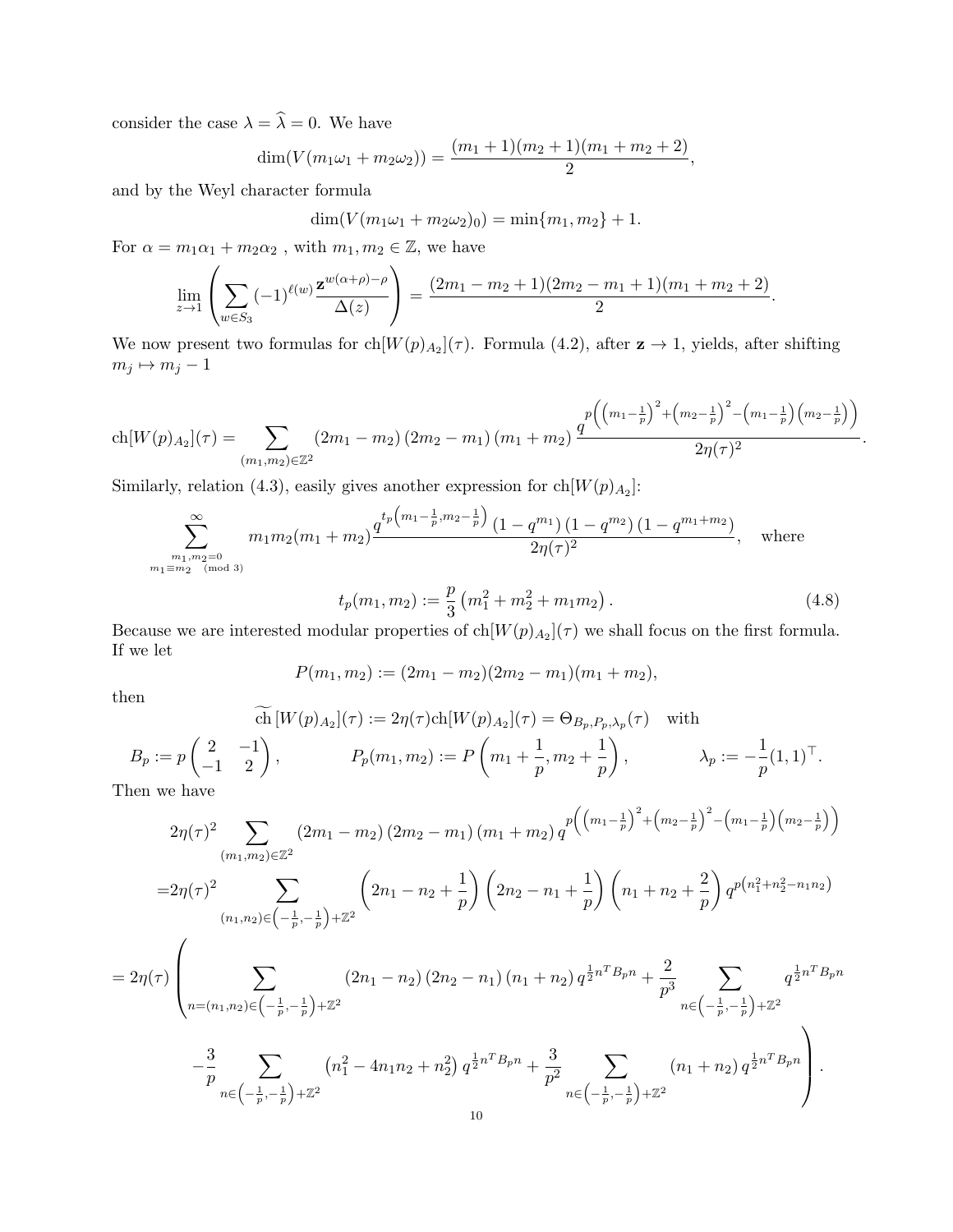consider the case $\lambda = \widehat{\lambda} = 0$. We have

$$\dim(V(m_1\omega_1 + m_2\omega_2)) = \frac{(m_1+1)(m_2+1)(m_1+m_2+2)}{2},$$

and by the Weyl character formula

$$\dim(V(m_1\omega_1 + m_2\omega_2)_0) = \min\{m_1, m_2\} + 1.$$

For $\alpha = m_1\alpha_1 + m_2\alpha_2$ , with $m_1, m_2 \in \mathbb{Z}$, we have

$$\lim_{z\to 1}\left(\sum_{w\in S_3}(-1)^{\ell(w)}\frac{\mathbf{z}^{w(\alpha+\rho)-\rho}}{\Delta(z)}\right) = \frac{(2m_1-m_2+1)(2m_2-m_1+1)(m_1+m_2+2)}{2}.$$

We now present two formulas for $\mathrm{ch}[W(p)_{A_2}](\tau)$. Formula (4.2), after $\mathbf{z} \to 1$, yields, after shifting $m_j \mapsto m_j - 1$

$$\mathrm{ch}[W(p)_{A_2}](\tau) = \sum_{(m_1,m_2)\in\mathbb{Z}^2}(2m_1-m_2)(2m_2-m_1)(m_1+m_2)\frac{q^{p\left(\left(m_1-\frac{1}{p}\right)^2+\left(m_2-\frac{1}{p}\right)^2-\left(m_1-\frac{1}{p}\right)\left(m_2-\frac{1}{p}\right)\right)}}{2\eta(\tau)^2}.$$

Similarly, relation (4.3), easily gives another expression for $\mathrm{ch}[W(p)_{A_2}]$:

$$\sum_{\substack{m_1,m_2=0\\ m_1\equiv m_2 \pmod 3}}^{\infty} m_1m_2(m_1+m_2)\frac{q^{t_p\left(m_1-\frac{1}{p},m_2-\frac{1}{p}\right)}(1-q^{m_1})(1-q^{m_2})(1-q^{m_1+m_2})}{2\eta(\tau)^2}, \quad \text{where}$$

$$t_p(m_1,m_2) := \frac{p}{3}\left(m_1^2+m_2^2+m_1m_2\right). \tag{4.8}$$

Because we are interested modular properties of $\mathrm{ch}[W(p)_{A_2}](\tau)$ we shall focus on the first formula. If we let

$$P(m_1,m_2) := (2m_1-m_2)(2m_2-m_1)(m_1+m_2),$$

then

$$\widetilde{\mathrm{ch}}\,[W(p)_{A_2}](\tau) := 2\eta(\tau)\mathrm{ch}[W(p)_{A_2}](\tau) = \Theta_{B_p,P_p,\lambda_p}(\tau) \quad \text{with}$$

$$B_p := p\begin{pmatrix} 2 & -1\\ -1 & 2\end{pmatrix}, \qquad P_p(m_1,m_2) := P\left(m_1+\frac{1}{p}, m_2+\frac{1}{p}\right), \qquad \lambda_p := -\frac{1}{p}(1,1)^\top.$$

Then we have

$$\begin{aligned}
&2\eta(\tau)^2\sum_{(m_1,m_2)\in\mathbb{Z}^2}(2m_1-m_2)(2m_2-m_1)(m_1+m_2)\,q^{p\left(\left(m_1-\frac{1}{p}\right)^2+\left(m_2-\frac{1}{p}\right)^2-\left(m_1-\frac{1}{p}\right)\left(m_2-\frac{1}{p}\right)\right)}\\
=&2\eta(\tau)^2\sum_{(n_1,n_2)\in\left(-\frac{1}{p},-\frac{1}{p}\right)+\mathbb{Z}^2}\left(2n_1-n_2+\frac{1}{p}\right)\left(2n_2-n_1+\frac{1}{p}\right)\left(n_1+n_2+\frac{2}{p}\right)q^{p\left(n_1^2+n_2^2-n_1n_2\right)}\\
=&\,2\eta(\tau)\left(\sum_{n=(n_1,n_2)\in\left(-\frac{1}{p},-\frac{1}{p}\right)+\mathbb{Z}^2}(2n_1-n_2)(2n_2-n_1)(n_1+n_2)\,q^{\frac{1}{2}n^TB_pn}+\frac{2}{p^3}\sum_{n\in\left(-\frac{1}{p},-\frac{1}{p}\right)+\mathbb{Z}^2}q^{\frac{1}{2}n^TB_pn}\right.\\
&\left.-\frac{3}{p}\sum_{n\in\left(-\frac{1}{p},-\frac{1}{p}\right)+\mathbb{Z}^2}\left(n_1^2-4n_1n_2+n_2^2\right)q^{\frac{1}{2}n^TB_pn}+\frac{3}{p^2}\sum_{n\in\left(-\frac{1}{p},-\frac{1}{p}\right)+\mathbb{Z}^2}(n_1+n_2)\,q^{\frac{1}{2}n^TB_pn}\right).
\end{aligned}$$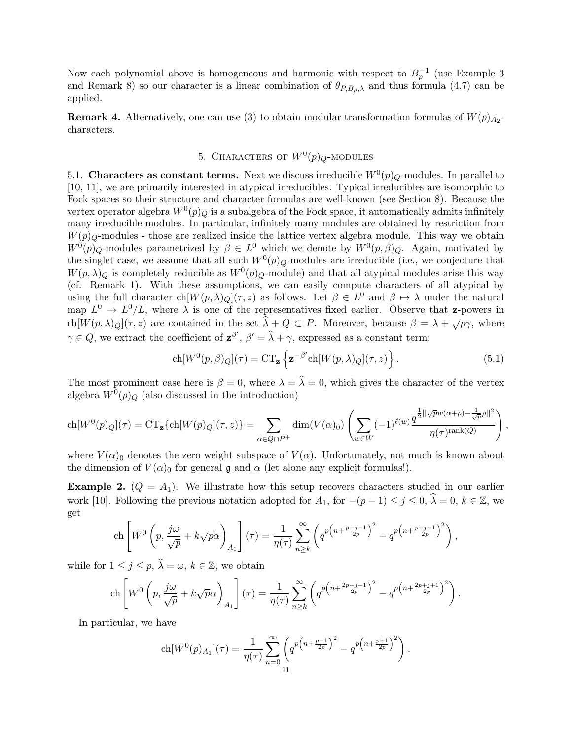Now each polynomial above is homogeneous and harmonic with respect to $B_p^{-1}$ (use Example 3 and Remark 8) so our character is a linear combination of $\theta_{P,B_p,\lambda}$ and thus formula (4.7) can be applied.

**Remark 4.** Alternatively, one can use (3) to obtain modular transformation formulas of $W(p)_{A_2}$-characters.

## 5. Characters of $W^0(p)_Q$-modules

5.1. **Characters as constant terms.** Next we discuss irreducible $W^0(p)_Q$-modules. In parallel to [10, 11], we are primarily interested in atypical irreducibles. Typical irreducibles are isomorphic to Fock spaces so their structure and character formulas are well-known (see Section 8). Because the vertex operator algebra $W^0(p)_Q$ is a subalgebra of the Fock space, it automatically admits infinitely many irreducible modules. In particular, infinitely many modules are obtained by restriction from $W(p)_Q$-modules - those are realized inside the lattice vertex algebra module. This way we obtain $W^0(p)_Q$-modules parametrized by $\beta \in L^0$ which we denote by $W^0(p,\beta)_Q$. Again, motivated by the singlet case, we assume that all such $W^0(p)_Q$-modules are irreducible (i.e., we conjecture that $W(p,\lambda)_Q$ is completely reducible as $W^0(p)_Q$-module) and that all atypical modules arise this way (cf. Remark 1). With these assumptions, we can easily compute characters of all atypical by using the full character $\mathrm{ch}[W(p,\lambda)_Q](\tau,z)$ as follows. Let $\beta \in L^0$ and $\beta \mapsto \lambda$ under the natural map $L^0 \to L^0/L$, where $\lambda$ is one of the representatives fixed earlier. Observe that $\mathbf{z}$-powers in $\mathrm{ch}[W(p,\lambda)_Q](\tau,z)$ are contained in the set $\widehat{\lambda} + Q \subset P$. Moreover, because $\beta = \lambda + \sqrt{p}\gamma$, where $\gamma \in Q$, we extract the coefficient of $\mathbf{z}^{\beta'}$, $\beta' = \widehat{\lambda} + \gamma$, expressed as a constant term:

$$\mathrm{ch}[W^0(p,\beta)_Q](\tau) = \mathrm{CT}_{\mathbf{z}}\left\{\mathbf{z}^{-\beta'}\mathrm{ch}[W(p,\lambda)_Q](\tau,z)\right\}. \tag{5.1}$$

The most prominent case here is $\beta = 0$, where $\lambda = \widehat{\lambda} = 0$, which gives the character of the vertex algebra $W^0(p)_Q$ (also discussed in the introduction)

$$\mathrm{ch}[W^0(p)_Q](\tau) = \mathrm{CT}_{\mathbf{z}}\{\mathrm{ch}[W(p)_Q](\tau,z)\} = \sum_{\alpha \in Q \cap P^+} \dim(V(\alpha)_0)\left(\sum_{w \in W}(-1)^{\ell(w)}\frac{q^{\frac{1}{2}||\sqrt{p}w(\alpha+\rho)-\frac{1}{\sqrt{p}}\rho||^2}}{\eta(\tau)^{\mathrm{rank}(Q)}}\right),$$

where $V(\alpha)_0$ denotes the zero weight subspace of $V(\alpha)$. Unfortunately, not much is known about the dimension of $V(\alpha)_0$ for general $\mathfrak{g}$ and $\alpha$ (let alone any explicit formulas!).

**Example 2.** ($Q = A_1$). We illustrate how this setup recovers characters studied in our earlier work [10]. Following the previous notation adopted for $A_1$, for $-(p-1) \le j \le 0$, $\widehat{\lambda} = 0$, $k \in \mathbb{Z}$, we get

$$\mathrm{ch}\left[W^0\left(p, \frac{j\omega}{\sqrt{p}} + k\sqrt{p}\alpha\right)_{A_1}\right](\tau) = \frac{1}{\eta(\tau)}\sum_{n \ge k}^{\infty}\left(q^{p\left(n+\frac{p-j-1}{2p}\right)^2} - q^{p\left(n+\frac{p+j+1}{2p}\right)^2}\right),$$

while for $1 \le j \le p$, $\widehat{\lambda} = \omega$, $k \in \mathbb{Z}$, we obtain

$$\mathrm{ch}\left[W^0\left(p, \frac{j\omega}{\sqrt{p}} + k\sqrt{p}\alpha\right)_{A_1}\right](\tau) = \frac{1}{\eta(\tau)}\sum_{n \ge k}^{\infty}\left(q^{p\left(n+\frac{2p-j-1}{2p}\right)^2} - q^{p\left(n+\frac{2p+j+1}{2p}\right)^2}\right).$$

In particular, we have

$$\mathrm{ch}[W^0(p)_{A_1}](\tau) = \frac{1}{\eta(\tau)}\sum_{n=0}^{\infty}\left(q^{p\left(n+\frac{p-1}{2p}\right)^2} - q^{p\left(n+\frac{p+1}{2p}\right)^2}\right).$$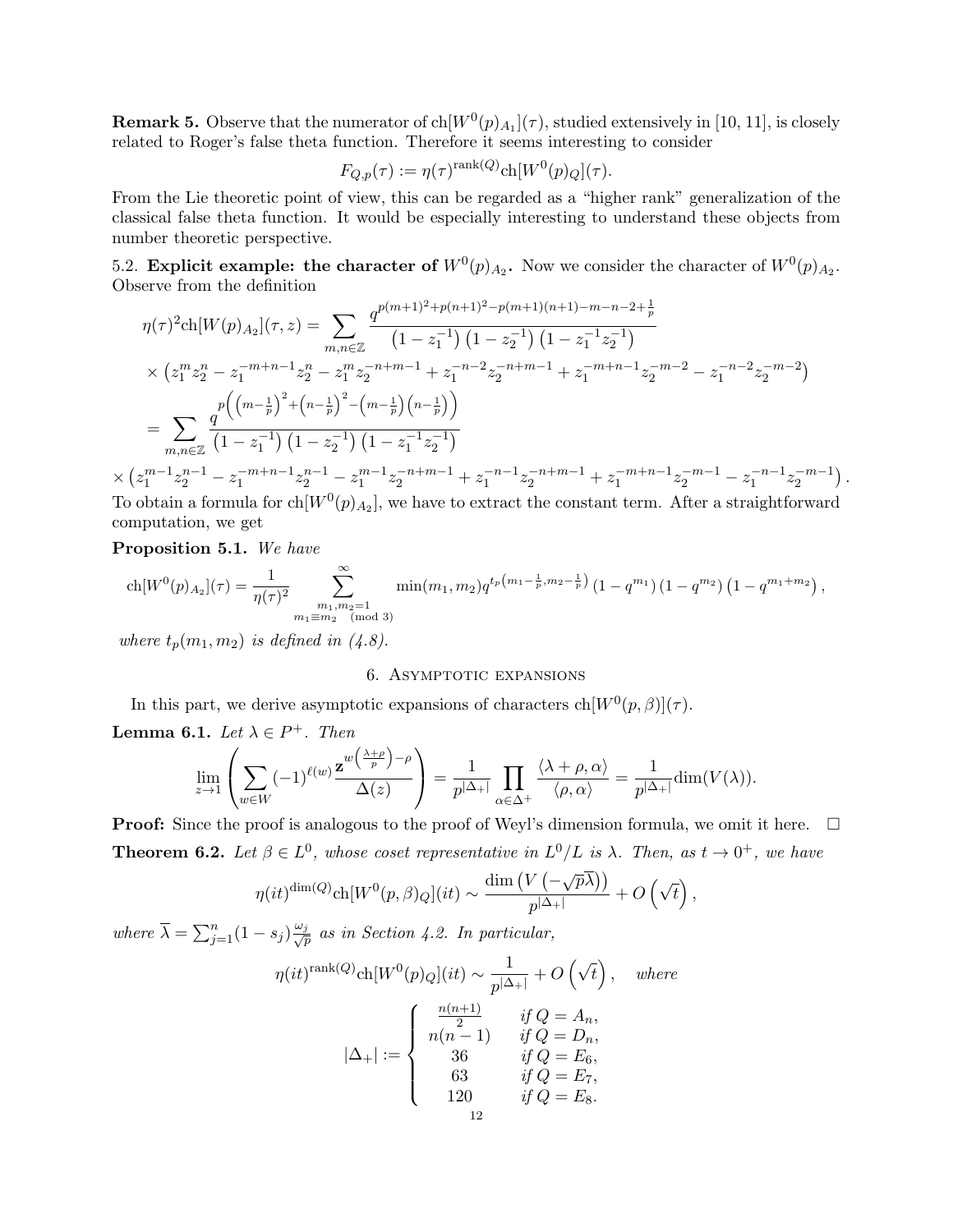**Remark 5.** Observe that the numerator of $\mathrm{ch}[W^0(p)_{A_1}](\tau)$, studied extensively in [10, 11], is closely related to Roger's false theta function. Therefore it seems interesting to consider

$$F_{Q,p}(\tau) := \eta(\tau)^{\mathrm{rank}(Q)}\mathrm{ch}[W^0(p)_Q](\tau).$$

From the Lie theoretic point of view, this can be regarded as a "higher rank" generalization of the classical false theta function. It would be especially interesting to understand these objects from number theoretic perspective.

5.2. **Explicit example: the character of $W^0(p)_{A_2}$.** Now we consider the character of $W^0(p)_{A_2}$. Observe from the definition

$$\eta(\tau)^2\mathrm{ch}[W(p)_{A_2}](\tau,z) = \sum_{m,n\in\mathbb{Z}} \frac{q^{p(m+1)^2+p(n+1)^2-p(m+1)(n+1)-m-n-2+\frac{1}{p}}}{\left(1-z_1^{-1}\right)\left(1-z_2^{-1}\right)\left(1-z_1^{-1}z_2^{-1}\right)}$$
$$\times \left(z_1^m z_2^n - z_1^{-m+n-1}z_2^n - z_1^m z_2^{-n+m-1} + z_1^{-n-2}z_2^{-n+m-1} + z_1^{-m+n-1}z_2^{-m-2} - z_1^{-n-2}z_2^{-m-2}\right)$$
$$= \sum_{m,n\in\mathbb{Z}} \frac{q^{p\left(\left(m-\frac{1}{p}\right)^2+\left(n-\frac{1}{p}\right)^2-\left(m-\frac{1}{p}\right)\left(n-\frac{1}{p}\right)\right)}}{\left(1-z_1^{-1}\right)\left(1-z_2^{-1}\right)\left(1-z_1^{-1}z_2^{-1}\right)}$$
$$\times \left(z_1^{m-1}z_2^{n-1} - z_1^{-m+n-1}z_2^{n-1} - z_1^{m-1}z_2^{-n+m-1} + z_1^{-n-1}z_2^{-n+m-1} + z_1^{-m+n-1}z_2^{-m-1} - z_1^{-n-1}z_2^{-m-1}\right).$$

To obtain a formula for $\mathrm{ch}[W^0(p)_{A_2}]$, we have to extract the constant term. After a straightforward computation, we get

**Proposition 5.1.** *We have*

$$\mathrm{ch}[W^0(p)_{A_2}](\tau) = \frac{1}{\eta(\tau)^2}\sum_{\substack{m_1,m_2=1\\ m_1\equiv m_2 \pmod 3}}^{\infty} \min(m_1,m_2)q^{t_p\left(m_1-\frac{1}{p},m_2-\frac{1}{p}\right)}\left(1-q^{m_1}\right)\left(1-q^{m_2}\right)\left(1-q^{m_1+m_2}\right),$$

*where $t_p(m_1,m_2)$ is defined in (4.8).*

## 6. Asymptotic expansions

In this part, we derive asymptotic expansions of characters $\mathrm{ch}[W^0(p,\beta)](\tau)$.

**Lemma 6.1.** *Let $\lambda \in P^+$. Then*

$$\lim_{z\to 1}\left(\sum_{w\in W}(-1)^{\ell(w)}\frac{\mathbf{z}^{w\left(\frac{\lambda+\rho}{p}\right)-\rho}}{\Delta(z)}\right) = \frac{1}{p^{|\Delta_+|}}\prod_{\alpha\in\Delta^+}\frac{\langle\lambda+\rho,\alpha\rangle}{\langle\rho,\alpha\rangle} = \frac{1}{p^{|\Delta_+|}}\dim(V(\lambda)).$$

**Proof:** Since the proof is analogous to the proof of Weyl's dimension formula, we omit it here. $\square$

**Theorem 6.2.** *Let $\beta \in L^0$, whose coset representative in $L^0/L$ is $\lambda$. Then, as $t \to 0^+$, we have*

$$\eta(it)^{\dim(Q)}\mathrm{ch}[W^0(p,\beta)_Q](it) \sim \frac{\dim\left(V\left(-\sqrt{p}\overline{\lambda}\right)\right)}{p^{|\Delta_+|}} + O\left(\sqrt{t}\right),$$

*where $\overline{\lambda} = \sum_{j=1}^n (1-s_j)\frac{\omega_j}{\sqrt{p}}$ as in Section 4.2. In particular,*

$$\eta(it)^{\mathrm{rank}(Q)}\mathrm{ch}[W^0(p)_Q](it) \sim \frac{1}{p^{|\Delta_+|}} + O\left(\sqrt{t}\right), \quad \text{where}$$

$$|\Delta_+| := \begin{cases} \frac{n(n+1)}{2} & \text{if } Q = A_n, \\ n(n-1) & \text{if } Q = D_n, \\ 36 & \text{if } Q = E_6, \\ 63 & \text{if } Q = E_7, \\ 120 & \text{if } Q = E_8. \end{cases}$$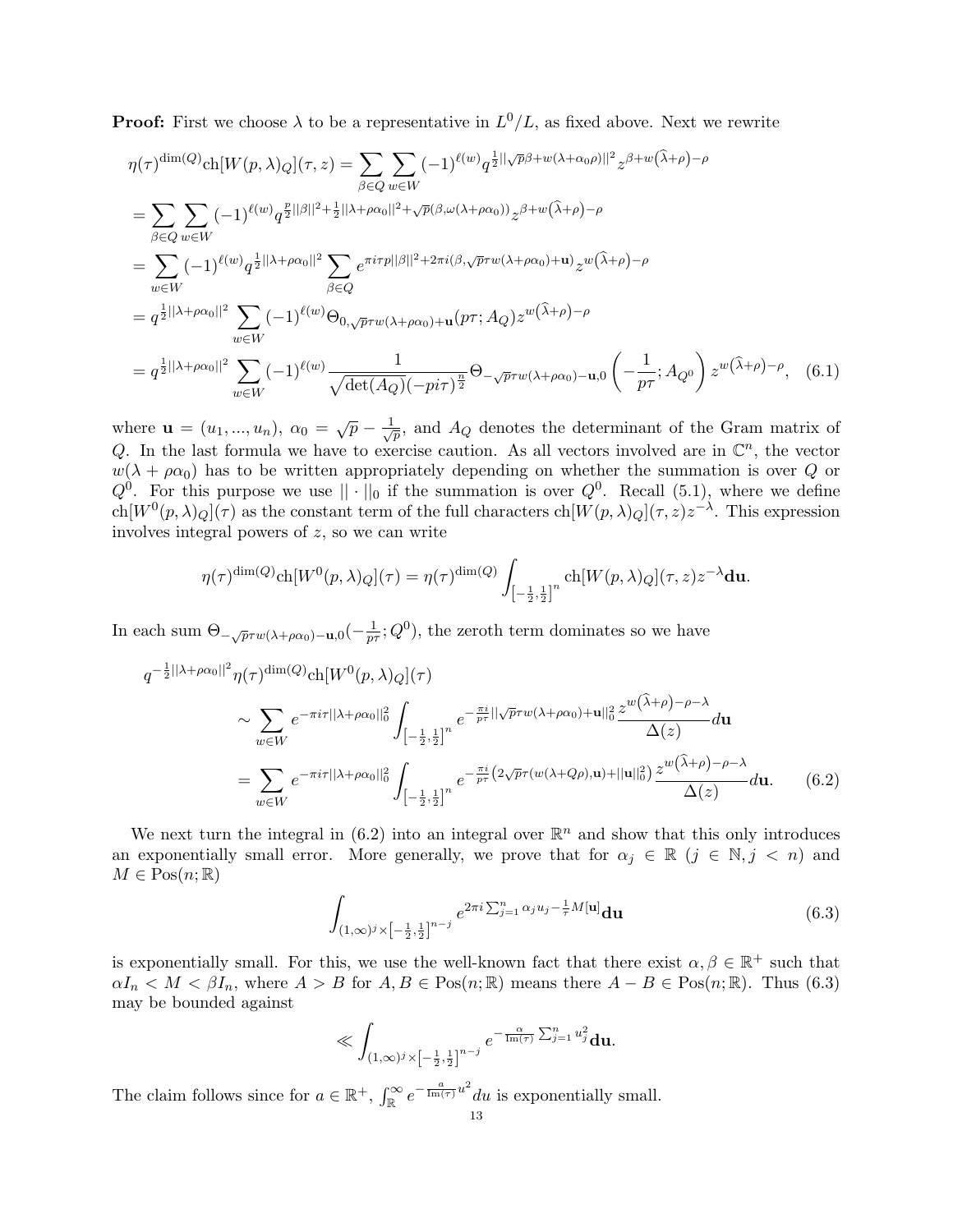**Proof:** First we choose $\lambda$ to be a representative in $L^0/L$, as fixed above. Next we rewrite

$$
\begin{aligned}
\eta(\tau)^{\dim(Q)}\mathrm{ch}[W(p,\lambda)_Q](\tau,z) &= \sum_{\beta\in Q}\sum_{w\in W}(-1)^{\ell(w)}q^{\frac{1}{2}||\sqrt{p}\beta+w(\lambda+\alpha_0\rho)||^2}z^{\beta+w\left(\widehat{\lambda}+\rho\right)-\rho} \\
&= \sum_{\beta\in Q}\sum_{w\in W}(-1)^{\ell(w)}q^{\frac{p}{2}||\beta||^2+\frac{1}{2}||\lambda+\rho\alpha_0||^2+\sqrt{p}(\beta,\omega(\lambda+\rho\alpha_0))}z^{\beta+w\left(\widehat{\lambda}+\rho\right)-\rho} \\
&= \sum_{w\in W}(-1)^{\ell(w)}q^{\frac{1}{2}||\lambda+\rho\alpha_0||^2}\sum_{\beta\in Q}e^{\pi i\tau p||\beta||^2+2\pi i(\beta,\sqrt{p}\tau w(\lambda+\rho\alpha_0)+\mathbf{u})}z^{w\left(\widehat{\lambda}+\rho\right)-\rho} \\
&= q^{\frac{1}{2}||\lambda+\rho\alpha_0||^2}\sum_{w\in W}(-1)^{\ell(w)}\Theta_{0,\sqrt{p}\tau w(\lambda+\rho\alpha_0)+\mathbf{u}}(p\tau;A_Q)z^{w\left(\widehat{\lambda}+\rho\right)-\rho} \\
&= q^{\frac{1}{2}||\lambda+\rho\alpha_0||^2}\sum_{w\in W}(-1)^{\ell(w)}\frac{1}{\sqrt{\det(A_Q)}(-pi\tau)^{\frac{n}{2}}}\Theta_{-\sqrt{p}\tau w(\lambda+\rho\alpha_0)-\mathbf{u},0}\left(-\frac{1}{p\tau};A_{Q^0}\right)z^{w\left(\widehat{\lambda}+\rho\right)-\rho}, \quad (6.1)
\end{aligned}
$$

where $\mathbf{u}=(u_1,...,u_n)$, $\alpha_0=\sqrt{p}-\frac{1}{\sqrt{p}}$, and $A_Q$ denotes the determinant of the Gram matrix of $Q$. In the last formula we have to exercise caution. As all vectors involved are in $\mathbb{C}^n$, the vector $w(\lambda+\rho\alpha_0)$ has to be written appropriately depending on whether the summation is over $Q$ or $Q^0$. For this purpose we use $||\cdot||_0$ if the summation is over $Q^0$. Recall (5.1), where we define $\mathrm{ch}[W^0(p,\lambda)_Q](\tau)$ as the constant term of the full characters $\mathrm{ch}[W(p,\lambda)_Q](\tau,z)z^{-\lambda}$. This expression involves integral powers of $z$, so we can write

$$
\eta(\tau)^{\dim(Q)}\mathrm{ch}[W^0(p,\lambda)_Q](\tau)=\eta(\tau)^{\dim(Q)}\int_{\left[-\frac{1}{2},\frac{1}{2}\right]^n}\mathrm{ch}[W(p,\lambda)_Q](\tau,z)z^{-\lambda}\mathbf{du}.
$$

In each sum $\Theta_{-\sqrt{p}\tau w(\lambda+\rho\alpha_0)-\mathbf{u},0}(-\frac{1}{p\tau};Q^0)$, the zeroth term dominates so we have

$$
\begin{aligned}
&q^{-\frac{1}{2}||\lambda+\rho\alpha_0||^2}\eta(\tau)^{\dim(Q)}\mathrm{ch}[W^0(p,\lambda)_Q](\tau) \\
&\qquad\sim\sum_{w\in W}e^{-\pi i\tau||\lambda+\rho\alpha_0||_0^2}\int_{\left[-\frac{1}{2},\frac{1}{2}\right]^n}e^{-\frac{\pi i}{p\tau}||\sqrt{p}\tau w(\lambda+\rho\alpha_0)+\mathbf{u}||_0^2}\frac{z^{w\left(\widehat{\lambda}+\rho\right)-\rho-\lambda}}{\Delta(z)}d\mathbf{u} \\
&\qquad=\sum_{w\in W}e^{-\pi i\tau||\lambda+\rho\alpha_0||_0^2}\int_{\left[-\frac{1}{2},\frac{1}{2}\right]^n}e^{-\frac{\pi i}{p\tau}\left(2\sqrt{p}\tau(w(\lambda+Q\rho),\mathbf{u})+||\mathbf{u}||_0^2\right)}\frac{z^{w\left(\widehat{\lambda}+\rho\right)-\rho-\lambda}}{\Delta(z)}d\mathbf{u}. \qquad (6.2)
\end{aligned}
$$

We next turn the integral in (6.2) into an integral over $\mathbb{R}^n$ and show that this only introduces an exponentially small error. More generally, we prove that for $\alpha_j\in\mathbb{R}$ ($j\in\mathbb{N}, j<n$) and $M\in\mathrm{Pos}(n;\mathbb{R})$

$$
\int_{(1,\infty)^j\times\left[-\frac{1}{2},\frac{1}{2}\right]^{n-j}}e^{2\pi i\sum_{j=1}^n\alpha_ju_j-\frac{1}{\tau}M[\mathbf{u}]}\mathbf{du} \qquad (6.3)
$$

is exponentially small. For this, we use the well-known fact that there exist $\alpha,\beta\in\mathbb{R}^+$ such that $\alpha I_n<M<\beta I_n$, where $A>B$ for $A,B\in\mathrm{Pos}(n;\mathbb{R})$ means there $A-B\in\mathrm{Pos}(n;\mathbb{R})$. Thus (6.3) may be bounded against

$$
\ll\int_{(1,\infty)^j\times\left[-\frac{1}{2},\frac{1}{2}\right]^{n-j}}e^{-\frac{\alpha}{\mathrm{Im}(\tau)}\sum_{j=1}^n u_j^2}\mathbf{du}.
$$

The claim follows since for $a\in\mathbb{R}^+$, $\int_{\mathbb{R}}^\infty e^{-\frac{a}{\mathrm{Im}(\tau)}u^2}du$ is exponentially small.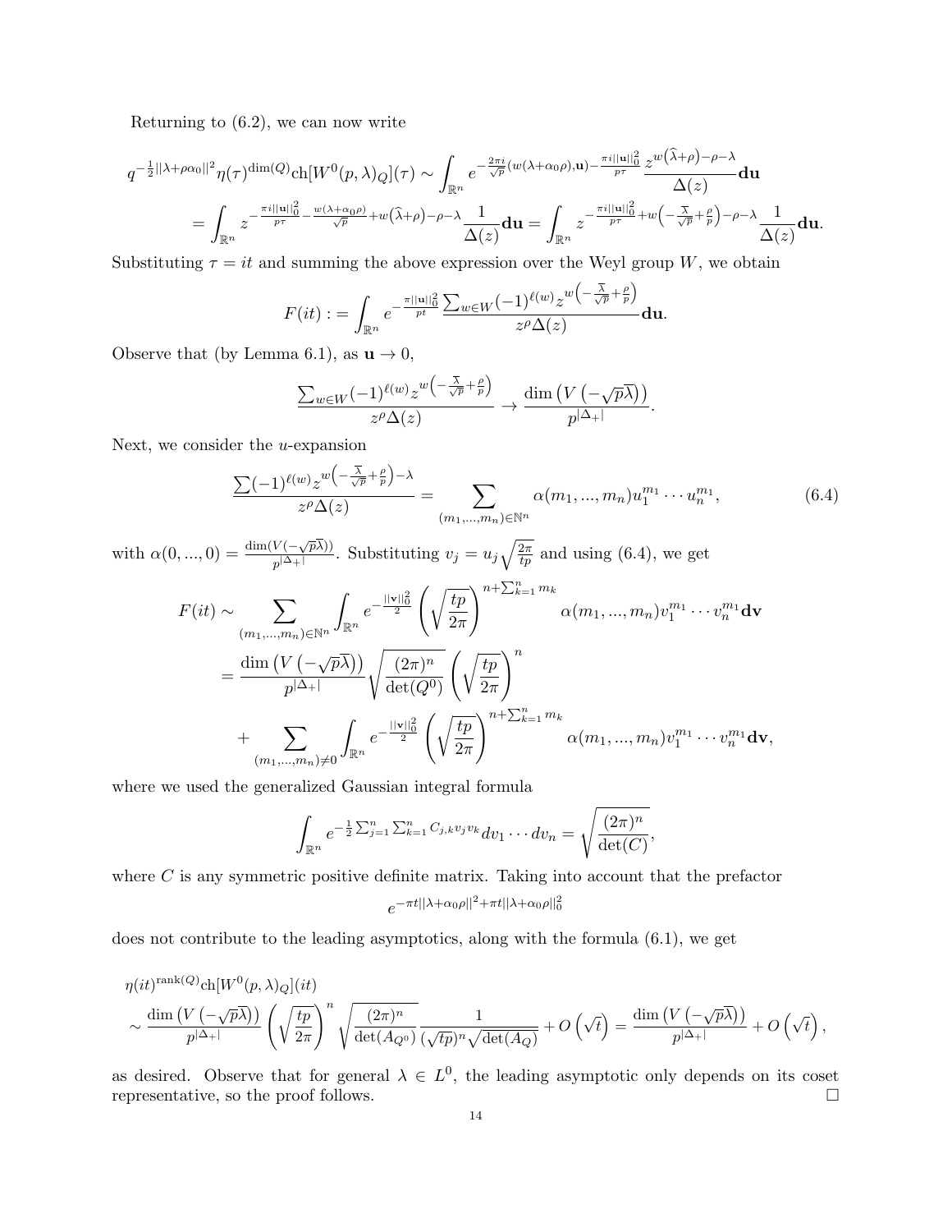Returning to (6.2), we can now write

$$q^{-\frac{1}{2}||\lambda+\rho\alpha_0||^2}\eta(\tau)^{\dim(Q)}\mathrm{ch}[W^0(p,\lambda)_Q](\tau) \sim \int_{\mathbb{R}^n} e^{-\frac{2\pi i}{\sqrt{p}}(w(\lambda+\alpha_0\rho),\mathbf{u})-\frac{\pi i||\mathbf{u}||_0^2}{p\tau}} \frac{z^{w\left(\widehat{\lambda}+\rho\right)-\rho-\lambda}}{\Delta(z)}\mathbf{du}$$

$$= \int_{\mathbb{R}^n} z^{-\frac{\pi i||\mathbf{u}||_0^2}{p\tau}-\frac{w(\lambda+\alpha_0\rho)}{\sqrt{p}}+w\left(\widehat{\lambda}+\rho\right)-\rho-\lambda}\frac{1}{\Delta(z)}\mathbf{du} = \int_{\mathbb{R}^n} z^{-\frac{\pi i||\mathbf{u}||_0^2}{p\tau}+w\left(-\frac{\overline{\lambda}}{\sqrt{p}}+\frac{\rho}{p}\right)-\rho-\lambda}\frac{1}{\Delta(z)}\mathbf{du}.$$

Substituting $\tau = it$ and summing the above expression over the Weyl group $W$, we obtain

$$F(it) := \int_{\mathbb{R}^n} e^{-\frac{\pi||\mathbf{u}||_0^2}{pt}} \frac{\sum_{w\in W}(-1)^{\ell(w)}z^{w\left(-\frac{\overline{\lambda}}{\sqrt{p}}+\frac{\rho}{p}\right)}}{z^\rho\Delta(z)}\mathbf{du}.$$

Observe that (by Lemma 6.1), as $\mathbf{u}\to 0$,

$$\frac{\sum_{w\in W}(-1)^{\ell(w)}z^{w\left(-\frac{\overline{\lambda}}{\sqrt{p}}+\frac{\rho}{p}\right)}}{z^\rho\Delta(z)} \to \frac{\dim\left(V\left(-\sqrt{p}\overline{\lambda}\right)\right)}{p^{|\Delta_+|}}.$$

Next, we consider the $u$-expansion

$$\frac{\sum(-1)^{\ell(w)}z^{w\left(-\frac{\overline{\lambda}}{\sqrt{p}}+\frac{\rho}{p}\right)-\lambda}}{z^\rho\Delta(z)} = \sum_{(m_1,...,m_n)\in\mathbb{N}^n}\alpha(m_1,...,m_n)u_1^{m_1}\cdots u_n^{m_1}, \tag{6.4}$$

with $\alpha(0,...,0) = \frac{\dim(V(-\sqrt{p}\overline{\lambda}))}{p^{|\Delta_+|}}$. Substituting $v_j = u_j\sqrt{\frac{2\pi}{tp}}$ and using (6.4), we get

$$F(it) \sim \sum_{(m_1,...,m_n)\in\mathbb{N}^n}\int_{\mathbb{R}^n} e^{-\frac{||\mathbf{v}||_0^2}{2}}\left(\sqrt{\frac{tp}{2\pi}}\right)^{n+\sum_{k=1}^n m_k}\alpha(m_1,...,m_n)v_1^{m_1}\cdots v_n^{m_1}\mathbf{dv}$$

$$= \frac{\dim\left(V\left(-\sqrt{p}\overline{\lambda}\right)\right)}{p^{|\Delta_+|}}\sqrt{\frac{(2\pi)^n}{\det(Q^0)}}\left(\sqrt{\frac{tp}{2\pi}}\right)^n$$

$$+ \sum_{(m_1,...,m_n)\neq 0}\int_{\mathbb{R}^n} e^{-\frac{||\mathbf{v}||_0^2}{2}}\left(\sqrt{\frac{tp}{2\pi}}\right)^{n+\sum_{k=1}^n m_k}\alpha(m_1,...,m_n)v_1^{m_1}\cdots v_n^{m_1}\mathbf{dv},$$

where we used the generalized Gaussian integral formula

$$\int_{\mathbb{R}^n} e^{-\frac{1}{2}\sum_{j=1}^n\sum_{k=1}^n C_{j,k}v_jv_k}dv_1\cdots dv_n = \sqrt{\frac{(2\pi)^n}{\det(C)}},$$

where $C$ is any symmetric positive definite matrix. Taking into account that the prefactor

$$e^{-\pi t||\lambda+\alpha_0\rho||^2+\pi t||\lambda+\alpha_0\rho||_0^2}$$

does not contribute to the leading asymptotics, along with the formula (6.1), we get

$$\eta(it)^{\mathrm{rank}(Q)}\mathrm{ch}[W^0(p,\lambda)_Q](it)$$
$$\sim \frac{\dim\left(V\left(-\sqrt{p}\overline{\lambda}\right)\right)}{p^{|\Delta_+|}}\left(\sqrt{\frac{tp}{2\pi}}\right)^n\sqrt{\frac{(2\pi)^n}{\det(A_{Q^0})}}\frac{1}{(\sqrt{tp})^n\sqrt{\det(A_Q)}} + O\left(\sqrt{t}\right) = \frac{\dim\left(V\left(-\sqrt{p}\overline{\lambda}\right)\right)}{p^{|\Delta_+|}} + O\left(\sqrt{t}\right),$$

as desired. Observe that for general $\lambda\in L^0$, the leading asymptotic only depends on its coset representative, so the proof follows. $\square$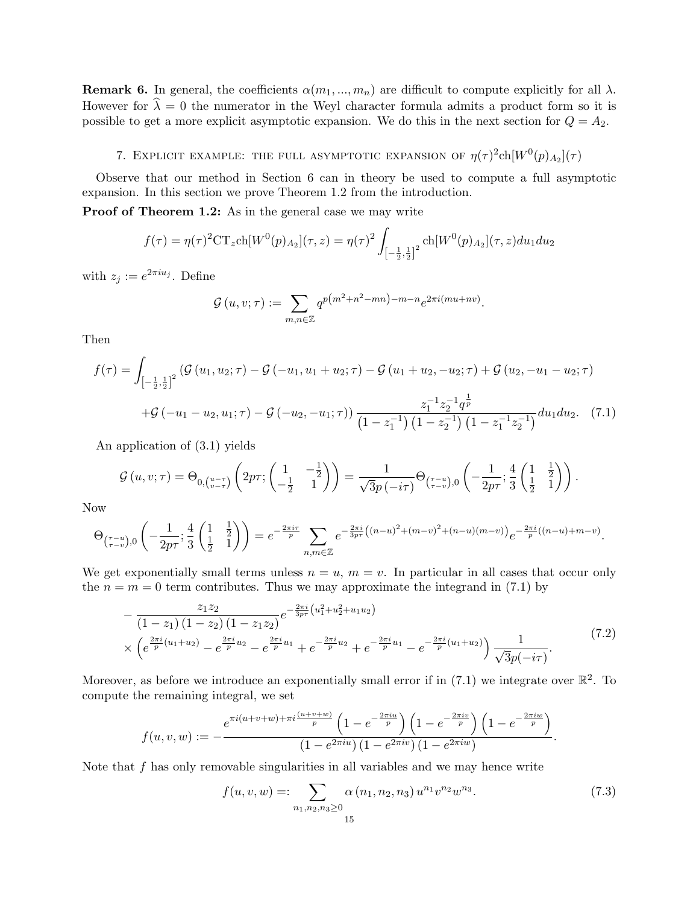**Remark 6.** In general, the coefficients $\alpha(m_1, ..., m_n)$ are difficult to compute explicitly for all $\lambda$. However for $\widehat{\lambda} = 0$ the numerator in the Weyl character formula admits a product form so it is possible to get a more explicit asymptotic expansion. We do this in the next section for $Q = A_2$.

## 7. Explicit example: the full asymptotic expansion of $\eta(\tau)^2 \mathrm{ch}[W^0(p)_{A_2}](\tau)$

Observe that our method in Section 6 can in theory be used to compute a full asymptotic expansion. In this section we prove Theorem 1.2 from the introduction.

**Proof of Theorem 1.2:** As in the general case we may write

$$f(\tau) = \eta(\tau)^2 \mathrm{CT}_z \mathrm{ch}[W^0(p)_{A_2}](\tau, z) = \eta(\tau)^2 \int_{\left[-\frac{1}{2}, \frac{1}{2}\right]^2} \mathrm{ch}[W^0(p)_{A_2}](\tau, z) du_1 du_2$$

with $z_j := e^{2\pi i u_j}$. Define

$$\mathcal{G}(u, v; \tau) := \sum_{m,n \in \mathbb{Z}} q^{p\left(m^2+n^2-mn\right)-m-n} e^{2\pi i (mu+nv)}.$$

Then

$$f(\tau) = \int_{\left[-\frac{1}{2}, \frac{1}{2}\right]^2} \left(\mathcal{G}(u_1, u_2; \tau) - \mathcal{G}(-u_1, u_1 + u_2; \tau) - \mathcal{G}(u_1 + u_2, -u_2; \tau) + \mathcal{G}(u_2, -u_1 - u_2; \tau)\right.$$
$$\left. + \mathcal{G}(-u_1 - u_2, u_1; \tau) - \mathcal{G}(-u_2, -u_1; \tau)\right) \frac{z_1^{-1} z_2^{-1} q^{\frac{1}{p}}}{\left(1 - z_1^{-1}\right)\left(1 - z_2^{-1}\right)\left(1 - z_1^{-1} z_2^{-1}\right)} du_1 du_2. \quad (7.1)$$

An application of (3.1) yields

$$\mathcal{G}(u, v; \tau) = \Theta_{0, \binom{u-\tau}{v-\tau}}\left(2p\tau; \begin{pmatrix} 1 & -\frac{1}{2} \\ -\frac{1}{2} & 1 \end{pmatrix}\right) = \frac{1}{\sqrt{3}p(-i\tau)} \Theta_{\binom{\tau-u}{\tau-v}, 0}\left(-\frac{1}{2p\tau}; \frac{4}{3}\begin{pmatrix} 1 & \frac{1}{2} \\ \frac{1}{2} & 1 \end{pmatrix}\right).$$

Now

$$\Theta_{\binom{\tau-u}{\tau-v}, 0}\left(-\frac{1}{2p\tau}; \frac{4}{3}\begin{pmatrix} 1 & \frac{1}{2} \\ \frac{1}{2} & 1 \end{pmatrix}\right) = e^{-\frac{2\pi i \tau}{p}} \sum_{n,m \in \mathbb{Z}} e^{-\frac{2\pi i}{3p\tau}\left((n-u)^2 + (m-v)^2 + (n-u)(m-v)\right)} e^{-\frac{2\pi i}{p}((n-u)+m-v)}.$$

We get exponentially small terms unless $n = u$, $m = v$. In particular in all cases that occur only the $n = m = 0$ term contributes. Thus we may approximate the integrand in (7.1) by

$$\begin{aligned} &- \frac{z_1 z_2}{(1 - z_1)(1 - z_2)(1 - z_1 z_2)} e^{-\frac{2\pi i}{3p\tau}\left(u_1^2 + u_2^2 + u_1 u_2\right)} \\ &\times \left(e^{\frac{2\pi i}{p}(u_1+u_2)} - e^{\frac{2\pi i}{p}u_2} - e^{\frac{2\pi i}{p}u_1} + e^{-\frac{2\pi i}{p}u_2} + e^{-\frac{2\pi i}{p}u_1} - e^{-\frac{2\pi i}{p}(u_1+u_2)}\right) \frac{1}{\sqrt{3}p(-i\tau)}. \end{aligned} \quad (7.2)$$

Moreover, as before we introduce an exponentially small error if in (7.1) we integrate over $\mathbb{R}^2$. To compute the remaining integral, we set

$$f(u, v, w) := -\frac{e^{\pi i (u+v+w) + \pi i \frac{(u+v+w)}{p}} \left(1 - e^{-\frac{2\pi i u}{p}}\right)\left(1 - e^{-\frac{2\pi i v}{p}}\right)\left(1 - e^{-\frac{2\pi i w}{p}}\right)}{\left(1 - e^{2\pi i u}\right)\left(1 - e^{2\pi i v}\right)\left(1 - e^{2\pi i w}\right)}.$$

Note that $f$ has only removable singularities in all variables and we may hence write

$$f(u, v, w) =: \sum_{n_1, n_2, n_3 \geq 0} \alpha(n_1, n_2, n_3) u^{n_1} v^{n_2} w^{n_3}. \quad (7.3)$$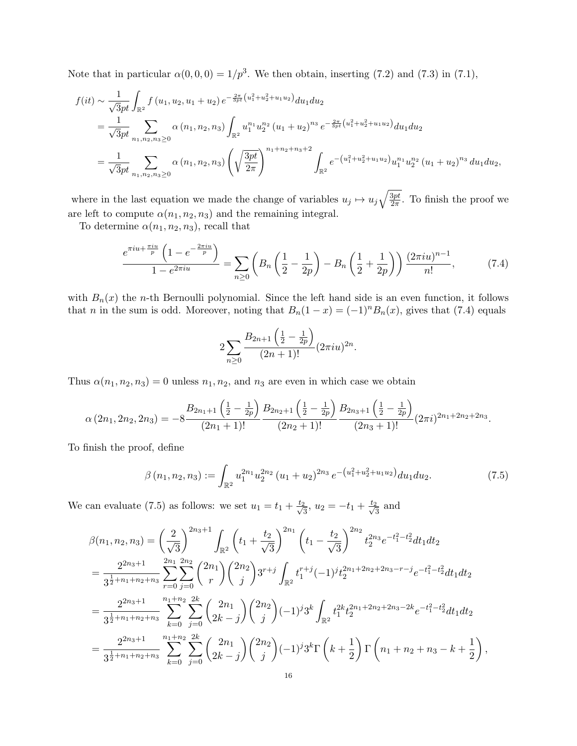Note that in particular $\alpha(0,0,0) = 1/p^3$. We then obtain, inserting (7.2) and (7.3) in (7.1),

$$
\begin{aligned}
f(it) &\sim \frac{1}{\sqrt{3}pt} \int_{\mathbb{R}^2} f\left(u_1, u_2, u_1+u_2\right) e^{-\frac{2\pi}{3pt}\left(u_1^2+u_2^2+u_1u_2\right)} du_1 du_2 \\
&= \frac{1}{\sqrt{3}pt} \sum_{n_1,n_2,n_3 \geq 0} \alpha\left(n_1,n_2,n_3\right) \int_{\mathbb{R}^2} u_1^{n_1} u_2^{n_2} \left(u_1+u_2\right)^{n_3} e^{-\frac{2\pi}{3pt}\left(u_1^2+u_2^2+u_1u_2\right)} du_1 du_2 \\
&= \frac{1}{\sqrt{3}pt} \sum_{n_1,n_2,n_3 \geq 0} \alpha\left(n_1,n_2,n_3\right) \left(\sqrt{\frac{3pt}{2\pi}}\right)^{n_1+n_2+n_3+2} \int_{\mathbb{R}^2} e^{-\left(u_1^2+u_2^2+u_1u_2\right)} u_1^{n_1} u_2^{n_2} \left(u_1+u_2\right)^{n_3} du_1 du_2,
\end{aligned}
$$

where in the last equation we made the change of variables $u_j \mapsto u_j \sqrt{\frac{3pt}{2\pi}}$. To finish the proof we are left to compute $\alpha(n_1,n_2,n_3)$ and the remaining integral.

To determine $\alpha(n_1,n_2,n_3)$, recall that

$$
\frac{e^{\pi iu + \frac{\pi iu}{p}}\left(1-e^{-\frac{2\pi iu}{p}}\right)}{1-e^{2\pi iu}} = \sum_{n\geq 0} \left(B_n\left(\frac{1}{2}-\frac{1}{2p}\right) - B_n\left(\frac{1}{2}+\frac{1}{2p}\right)\right) \frac{(2\pi iu)^{n-1}}{n!}, \tag{7.4}
$$

with $B_n(x)$ the $n$-th Bernoulli polynomial. Since the left hand side is an even function, it follows that $n$ in the sum is odd. Moreover, noting that $B_n(1-x) = (-1)^n B_n(x)$, gives that (7.4) equals

$$
2\sum_{n\geq 0} \frac{B_{2n+1}\left(\frac{1}{2}-\frac{1}{2p}\right)}{(2n+1)!} (2\pi iu)^{2n}.
$$

Thus $\alpha(n_1,n_2,n_3) = 0$ unless $n_1, n_2$, and $n_3$ are even in which case we obtain

$$
\alpha\left(2n_1,2n_2,2n_3\right) = -8 \frac{B_{2n_1+1}\left(\frac{1}{2}-\frac{1}{2p}\right)}{(2n_1+1)!} \frac{B_{2n_2+1}\left(\frac{1}{2}-\frac{1}{2p}\right)}{(2n_2+1)!} \frac{B_{2n_3+1}\left(\frac{1}{2}-\frac{1}{2p}\right)}{(2n_3+1)!} (2\pi i)^{2n_1+2n_2+2n_3}.
$$

To finish the proof, define

$$
\beta\left(n_1,n_2,n_3\right) := \int_{\mathbb{R}^2} u_1^{2n_1} u_2^{2n_2} \left(u_1+u_2\right)^{2n_3} e^{-\left(u_1^2+u_2^2+u_1u_2\right)} du_1 du_2. \tag{7.5}
$$

We can evaluate (7.5) as follows: we set $u_1 = t_1 + \frac{t_2}{\sqrt{3}}$, $u_2 = -t_1 + \frac{t_2}{\sqrt{3}}$ and

$$
\begin{aligned}
\beta(n_1,n_2,n_3) &= \left(\frac{2}{\sqrt{3}}\right)^{2n_3+1} \int_{\mathbb{R}^2} \left(t_1 + \frac{t_2}{\sqrt{3}}\right)^{2n_1} \left(t_1 - \frac{t_2}{\sqrt{3}}\right)^{2n_2} t_2^{2n_3} e^{-t_1^2-t_2^2} dt_1 dt_2 \\
&= \frac{2^{2n_3+1}}{3^{\frac{1}{2}+n_1+n_2+n_3}} \sum_{r=0}^{2n_1} \sum_{j=0}^{2n_2} \binom{2n_1}{r} \binom{2n_2}{j} 3^{r+j} \int_{\mathbb{R}^2} t_1^{r+j} (-1)^j t_2^{2n_1+2n_2+2n_3-r-j} e^{-t_1^2-t_2^2} dt_1 dt_2 \\
&= \frac{2^{2n_3+1}}{3^{\frac{1}{2}+n_1+n_2+n_3}} \sum_{k=0}^{n_1+n_2} \sum_{j=0}^{2k} \binom{2n_1}{2k-j} \binom{2n_2}{j} (-1)^j 3^k \int_{\mathbb{R}^2} t_1^{2k} t_2^{2n_1+2n_2+2n_3-2k} e^{-t_1^2-t_2^2} dt_1 dt_2 \\
&= \frac{2^{2n_3+1}}{3^{\frac{1}{2}+n_1+n_2+n_3}} \sum_{k=0}^{n_1+n_2} \sum_{j=0}^{2k} \binom{2n_1}{2k-j} \binom{2n_2}{j} (-1)^j 3^k \Gamma\left(k+\frac{1}{2}\right) \Gamma\left(n_1+n_2+n_3-k+\frac{1}{2}\right),
\end{aligned}
$$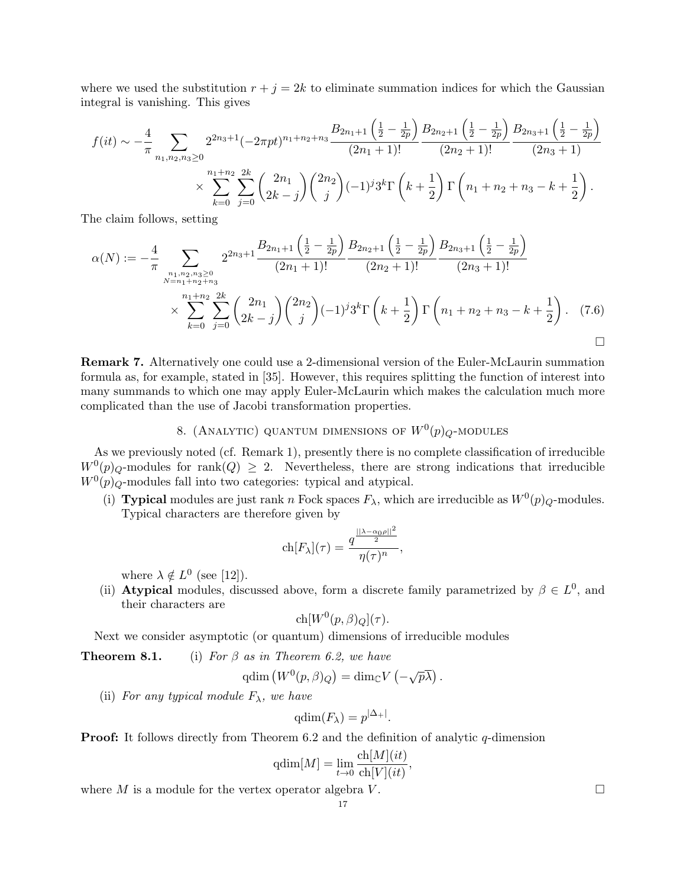where we used the substitution $r + j = 2k$ to eliminate summation indices for which the Gaussian integral is vanishing. This gives

$$f(it) \sim -\frac{4}{\pi} \sum_{n_1,n_2,n_3\geq 0} 2^{2n_3+1}(-2\pi pt)^{n_1+n_2+n_3} \frac{B_{2n_1+1}\left(\frac{1}{2}-\frac{1}{2p}\right)}{(2n_1+1)!} \frac{B_{2n_2+1}\left(\frac{1}{2}-\frac{1}{2p}\right)}{(2n_2+1)!} \frac{B_{2n_3+1}\left(\frac{1}{2}-\frac{1}{2p}\right)}{(2n_3+1)}$$
$$\times \sum_{k=0}^{n_1+n_2} \sum_{j=0}^{2k} \binom{2n_1}{2k-j}\binom{2n_2}{j}(-1)^j 3^k \Gamma\left(k+\frac{1}{2}\right)\Gamma\left(n_1+n_2+n_3-k+\frac{1}{2}\right).$$

The claim follows, setting

$$\alpha(N) := -\frac{4}{\pi} \sum_{\substack{n_1,n_2,n_3\geq 0\\ N=n_1+n_2+n_3}} 2^{2n_3+1} \frac{B_{2n_1+1}\left(\frac{1}{2}-\frac{1}{2p}\right)}{(2n_1+1)!} \frac{B_{2n_2+1}\left(\frac{1}{2}-\frac{1}{2p}\right)}{(2n_2+1)!} \frac{B_{2n_3+1}\left(\frac{1}{2}-\frac{1}{2p}\right)}{(2n_3+1)!}$$
$$\times \sum_{k=0}^{n_1+n_2} \sum_{j=0}^{2k} \binom{2n_1}{2k-j}\binom{2n_2}{j}(-1)^j 3^k \Gamma\left(k+\frac{1}{2}\right)\Gamma\left(n_1+n_2+n_3-k+\frac{1}{2}\right). \quad (7.6)$$

□

**Remark 7.** Alternatively one could use a 2-dimensional version of the Euler-McLaurin summation formula as, for example, stated in [35]. However, this requires splitting the function of interest into many summands to which one may apply Euler-McLaurin which makes the calculation much more complicated than the use of Jacobi transformation properties.

## 8. (Analytic) quantum dimensions of $W^0(p)_Q$-modules

As we previously noted (cf. Remark 1), presently there is no complete classification of irreducible $W^0(p)_Q$-modules for $\mathrm{rank}(Q) \geq 2$. Nevertheless, there are strong indications that irreducible $W^0(p)_Q$-modules fall into two categories: typical and atypical.

(i) **Typical** modules are just rank $n$ Fock spaces $F_\lambda$, which are irreducible as $W^0(p)_Q$-modules. Typical characters are therefore given by

$$\mathrm{ch}[F_\lambda](\tau) = \frac{q^{\frac{||\lambda-\alpha_0\rho||^2}{2}}}{\eta(\tau)^n},$$

where $\lambda \notin L^0$ (see [12]).

(ii) **Atypical** modules, discussed above, form a discrete family parametrized by $\beta \in L^0$, and their characters are

$$\mathrm{ch}[W^0(p,\beta)_Q](\tau).$$

Next we consider asymptotic (or quantum) dimensions of irreducible modules

**Theorem 8.1.** (i) *For $\beta$ as in Theorem 6.2, we have*

$$\mathrm{qdim}\left(W^0(p,\beta)_Q\right) = \dim_{\mathbb{C}} V\left(-\sqrt{p}\overline{\lambda}\right).$$

(ii) *For any typical module $F_\lambda$, we have*

$$\mathrm{qdim}(F_\lambda) = p^{|\Delta_+|}.$$

**Proof:** It follows directly from Theorem 6.2 and the definition of analytic $q$-dimension

$$\mathrm{qdim}[M] = \lim_{t\to 0} \frac{\mathrm{ch}[M](it)}{\mathrm{ch}[V](it)},$$

where $M$ is a module for the vertex operator algebra $V$. □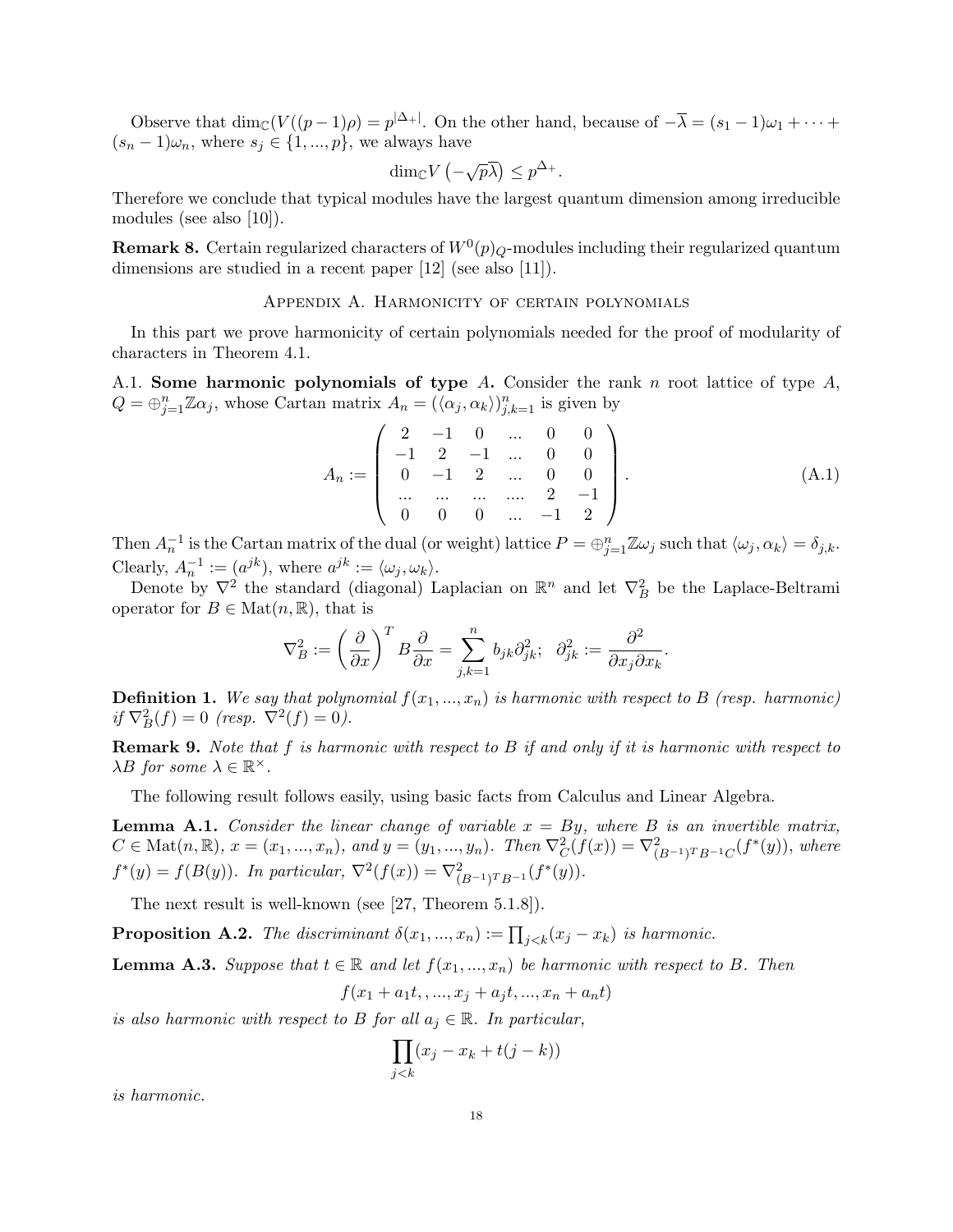Observe that $\dim_{\mathbb{C}}(V((p-1)\rho) = p^{|\Delta_+|}$. On the other hand, because of $-\overline{\lambda} = (s_1-1)\omega_1 + \cdots + (s_n-1)\omega_n$, where $s_j \in \{1,...,p\}$, we always have

$$\dim_{\mathbb{C}} V\left(-\sqrt{p}\overline{\lambda}\right) \leq p^{\Delta_+}.$$

Therefore we conclude that typical modules have the largest quantum dimension among irreducible modules (see also [10]).

**Remark 8.** Certain regularized characters of $W^0(p)_Q$-modules including their regularized quantum dimensions are studied in a recent paper [12] (see also [11]).

## Appendix A. Harmonicity of certain polynomials

In this part we prove harmonicity of certain polynomials needed for the proof of modularity of characters in Theorem 4.1.

A.1. **Some harmonic polynomials of type $A$.** Consider the rank $n$ root lattice of type $A$, $Q = \oplus_{j=1}^n \mathbb{Z}\alpha_j$, whose Cartan matrix $A_n = (\langle \alpha_j, \alpha_k \rangle)_{j,k=1}^n$ is given by

$$A_n := \left( \begin{array}{cccccc} 2 & -1 & 0 & ... & 0 & 0 \\ -1 & 2 & -1 & ... & 0 & 0 \\ 0 & -1 & 2 & ... & 0 & 0 \\ ... & ... & ... & .... & 2 & -1 \\ 0 & 0 & 0 & ... & -1 & 2 \end{array} \right). \tag{A.1}$$

Then $A_n^{-1}$ is the Cartan matrix of the dual (or weight) lattice $P = \oplus_{j=1}^n \mathbb{Z}\omega_j$ such that $\langle \omega_j, \alpha_k \rangle = \delta_{j,k}$. Clearly, $A_n^{-1} := (a^{jk})$, where $a^{jk} := \langle \omega_j, \omega_k \rangle$.

Denote by $\nabla^2$ the standard (diagonal) Laplacian on $\mathbb{R}^n$ and let $\nabla_B^2$ be the Laplace-Beltrami operator for $B \in \mathrm{Mat}(n, \mathbb{R})$, that is

$$\nabla_B^2 := \left(\frac{\partial}{\partial x}\right)^T B \frac{\partial}{\partial x} = \sum_{j,k=1}^n b_{jk} \partial_{jk}^2; \quad \partial_{jk}^2 := \frac{\partial^2}{\partial x_j \partial x_k}.$$

**Definition 1.** *We say that polynomial $f(x_1,...,x_n)$ is harmonic with respect to $B$ (resp. harmonic) if $\nabla_B^2(f) = 0$ (resp. $\nabla^2(f) = 0$).*

**Remark 9.** *Note that $f$ is harmonic with respect to $B$ if and only if it is harmonic with respect to $\lambda B$ for some $\lambda \in \mathbb{R}^\times$.*

The following result follows easily, using basic facts from Calculus and Linear Algebra.

**Lemma A.1.** *Consider the linear change of variable $x = By$, where $B$ is an invertible matrix, $C \in \mathrm{Mat}(n, \mathbb{R})$, $x = (x_1,...,x_n)$, and $y = (y_1,...,y_n)$. Then $\nabla_C^2(f(x)) = \nabla^2_{(B^{-1})^T B^{-1} C}(f^*(y))$, where $f^*(y) = f(B(y))$. In particular, $\nabla^2(f(x)) = \nabla^2_{(B^{-1})^T B^{-1}}(f^*(y))$.*

The next result is well-known (see [27, Theorem 5.1.8]).

**Proposition A.2.** *The discriminant $\delta(x_1,...,x_n) := \prod_{j<k}(x_j - x_k)$ is harmonic.*

**Lemma A.3.** *Suppose that $t \in \mathbb{R}$ and let $f(x_1,...,x_n)$ be harmonic with respect to $B$. Then*

$$f(x_1 + a_1 t, , ..., x_j + a_j t, ..., x_n + a_n t)$$

*is also harmonic with respect to $B$ for all $a_j \in \mathbb{R}$. In particular,*

$$\prod_{j<k}(x_j - x_k + t(j-k))$$

*is harmonic.*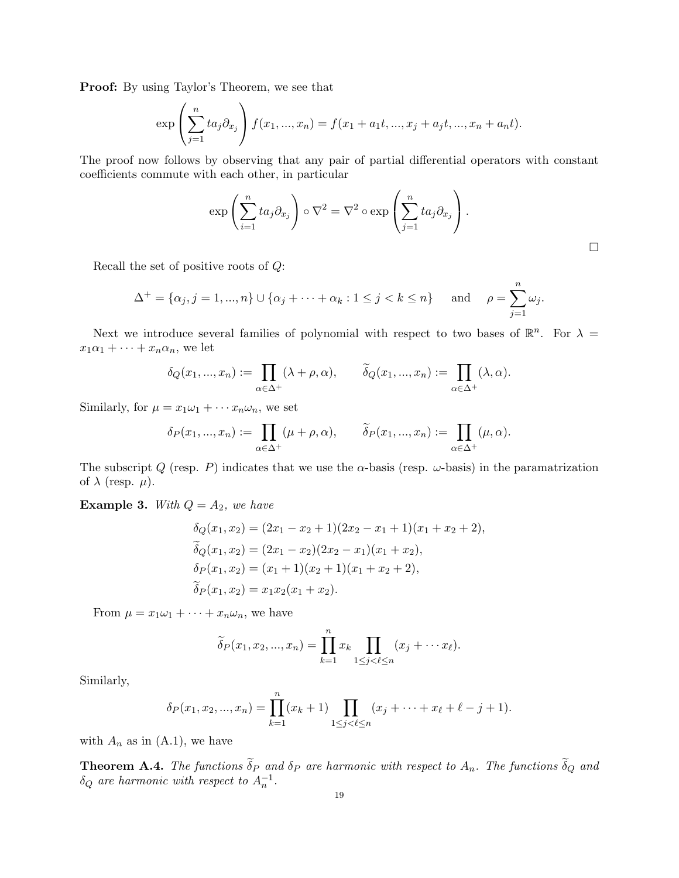**Proof:** By using Taylor's Theorem, we see that

$$\exp\left(\sum_{j=1}^{n} ta_j\partial_{x_j}\right) f(x_1,...,x_n) = f(x_1 + a_1t, ..., x_j + a_jt, ..., x_n + a_nt).$$

The proof now follows by observing that any pair of partial differential operators with constant coefficients commute with each other, in particular

$$\exp\left(\sum_{i=1}^{n} ta_j\partial_{x_j}\right) \circ \nabla^2 = \nabla^2 \circ \exp\left(\sum_{j=1}^{n} ta_j\partial_{x_j}\right).$$

□

Recall the set of positive roots of $Q$:

$$\Delta^+ = \{\alpha_j, j = 1, ..., n\} \cup \{\alpha_j + \cdots + \alpha_k : 1 \leq j < k \leq n\} \quad \text{and} \quad \rho = \sum_{j=1}^{n} \omega_j.$$

Next we introduce several families of polynomial with respect to two bases of $\mathbb{R}^n$. For $\lambda = x_1\alpha_1 + \cdots + x_n\alpha_n$, we let

$$\delta_Q(x_1, ..., x_n) := \prod_{\alpha\in\Delta^+} (\lambda + \rho, \alpha), \qquad \widetilde{\delta}_Q(x_1, ..., x_n) := \prod_{\alpha\in\Delta^+} (\lambda, \alpha).$$

Similarly, for $\mu = x_1\omega_1 + \cdots x_n\omega_n$, we set

$$\delta_P(x_1, ..., x_n) := \prod_{\alpha\in\Delta^+} (\mu + \rho, \alpha), \qquad \widetilde{\delta}_P(x_1, ..., x_n) := \prod_{\alpha\in\Delta^+} (\mu, \alpha).$$

The subscript $Q$ (resp. $P$) indicates that we use the $\alpha$-basis (resp. $\omega$-basis) in the paramatrization of $\lambda$ (resp. $\mu$).

**Example 3.** *With $Q = A_2$, we have*

$$\begin{aligned}
\delta_Q(x_1, x_2) &= (2x_1 - x_2 + 1)(2x_2 - x_1 + 1)(x_1 + x_2 + 2), \\
\widetilde{\delta}_Q(x_1, x_2) &= (2x_1 - x_2)(2x_2 - x_1)(x_1 + x_2), \\
\delta_P(x_1, x_2) &= (x_1 + 1)(x_2 + 1)(x_1 + x_2 + 2), \\
\widetilde{\delta}_P(x_1, x_2) &= x_1x_2(x_1 + x_2).
\end{aligned}$$

From $\mu = x_1\omega_1 + \cdots + x_n\omega_n$, we have

$$\widetilde{\delta}_P(x_1, x_2, ..., x_n) = \prod_{k=1}^{n} x_k \prod_{1\leq j<\ell\leq n} (x_j + \cdots x_\ell).$$

Similarly,

$$\delta_P(x_1, x_2, ..., x_n) = \prod_{k=1}^{n} (x_k + 1) \prod_{1\leq j<\ell\leq n} (x_j + \cdots + x_\ell + \ell - j + 1).$$

with $A_n$ as in (A.1), we have

**Theorem A.4.** *The functions $\widetilde{\delta}_P$ and $\delta_P$ are harmonic with respect to $A_n$. The functions $\widetilde{\delta}_Q$ and $\delta_Q$ are harmonic with respect to $A_n^{-1}$.*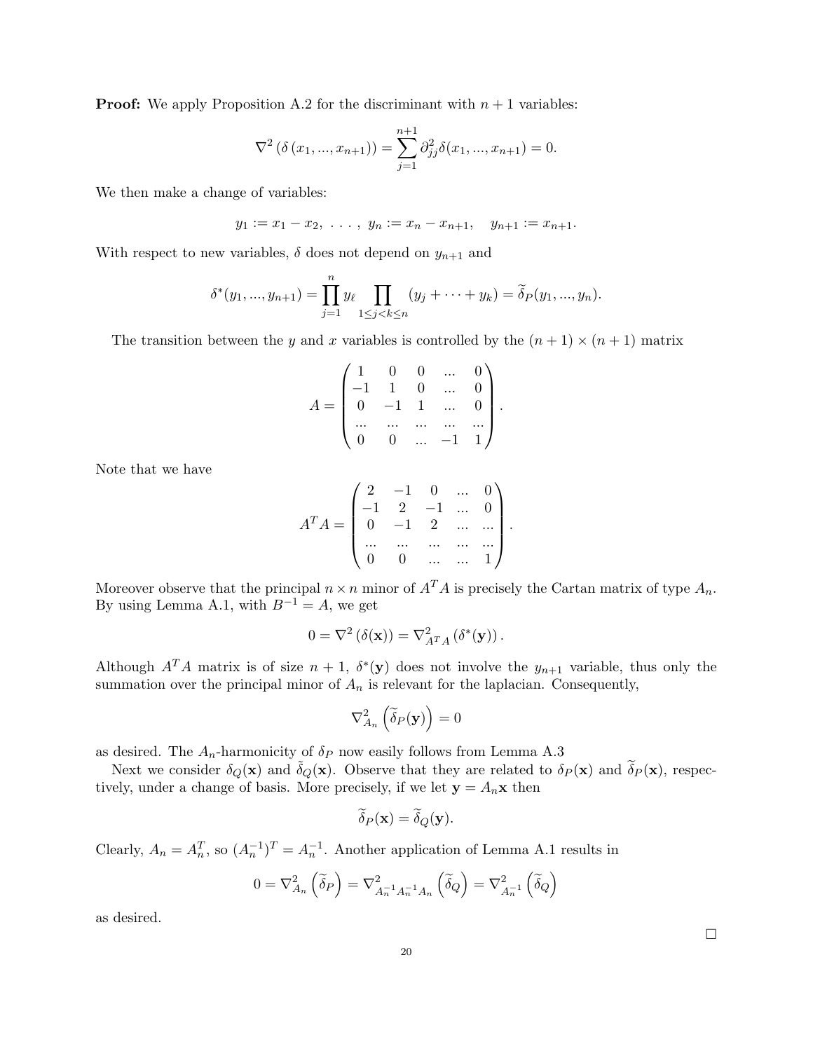**Proof:** We apply Proposition A.2 for the discriminant with $n+1$ variables:

$$\nabla^2 \left(\delta\left(x_1, ..., x_{n+1}\right)\right) = \sum_{j=1}^{n+1} \partial_{jj}^2 \delta(x_1, ..., x_{n+1}) = 0.$$

We then make a change of variables:

$$y_1 := x_1 - x_2, \ \ldots, \ y_n := x_n - x_{n+1}, \quad y_{n+1} := x_{n+1}.$$

With respect to new variables, $\delta$ does not depend on $y_{n+1}$ and

$$\delta^*(y_1, ..., y_{n+1}) = \prod_{j=1}^{n} y_\ell \prod_{1\le j<k\le n} (y_j + \cdots + y_k) = \widetilde{\delta}_P(y_1, ..., y_n).$$

The transition between the $y$ and $x$ variables is controlled by the $(n+1)\times(n+1)$ matrix

$$A = \begin{pmatrix} 1 & 0 & 0 & ... & 0 \\ -1 & 1 & 0 & ... & 0 \\ 0 & -1 & 1 & ... & 0 \\ ... & ... & ... & ... & ... \\ 0 & 0 & ... & -1 & 1 \end{pmatrix}.$$

Note that we have

$$A^T A = \begin{pmatrix} 2 & -1 & 0 & ... & 0 \\ -1 & 2 & -1 & ... & 0 \\ 0 & -1 & 2 & ... & ... \\ ... & ... & ... & ... & ... \\ 0 & 0 & ... & ... & 1 \end{pmatrix}.$$

Moreover observe that the principal $n \times n$ minor of $A^T A$ is precisely the Cartan matrix of type $A_n$. By using Lemma A.1, with $B^{-1} = A$, we get

$$0 = \nabla^2\left(\delta(\mathbf{x})\right) = \nabla^2_{A^T A}\left(\delta^*(\mathbf{y})\right).$$

Although $A^T A$ matrix is of size $n+1$, $\delta^*(\mathbf{y})$ does not involve the $y_{n+1}$ variable, thus only the summation over the principal minor of $A_n$ is relevant for the laplacian. Consequently,

$$\nabla^2_{A_n}\left(\widetilde{\delta}_P(\mathbf{y})\right) = 0$$

as desired. The $A_n$-harmonicity of $\delta_P$ now easily follows from Lemma A.3

Next we consider $\delta_Q(\mathbf{x})$ and $\tilde{\delta}_Q(\mathbf{x})$. Observe that they are related to $\delta_P(\mathbf{x})$ and $\widetilde{\delta}_P(\mathbf{x})$, respectively, under a change of basis. More precisely, if we let $\mathbf{y} = A_n \mathbf{x}$ then

$$\widetilde{\delta}_P(\mathbf{x}) = \widetilde{\delta}_Q(\mathbf{y}).$$

Clearly, $A_n = A_n^T$, so $(A_n^{-1})^T = A_n^{-1}$. Another application of Lemma A.1 results in

$$0 = \nabla^2_{A_n}\left(\widetilde{\delta}_P\right) = \nabla^2_{A_n^{-1}A_n^{-1}A_n}\left(\widetilde{\delta}_Q\right) = \nabla^2_{A_n^{-1}}\left(\widetilde{\delta}_Q\right)$$

as desired.

$\square$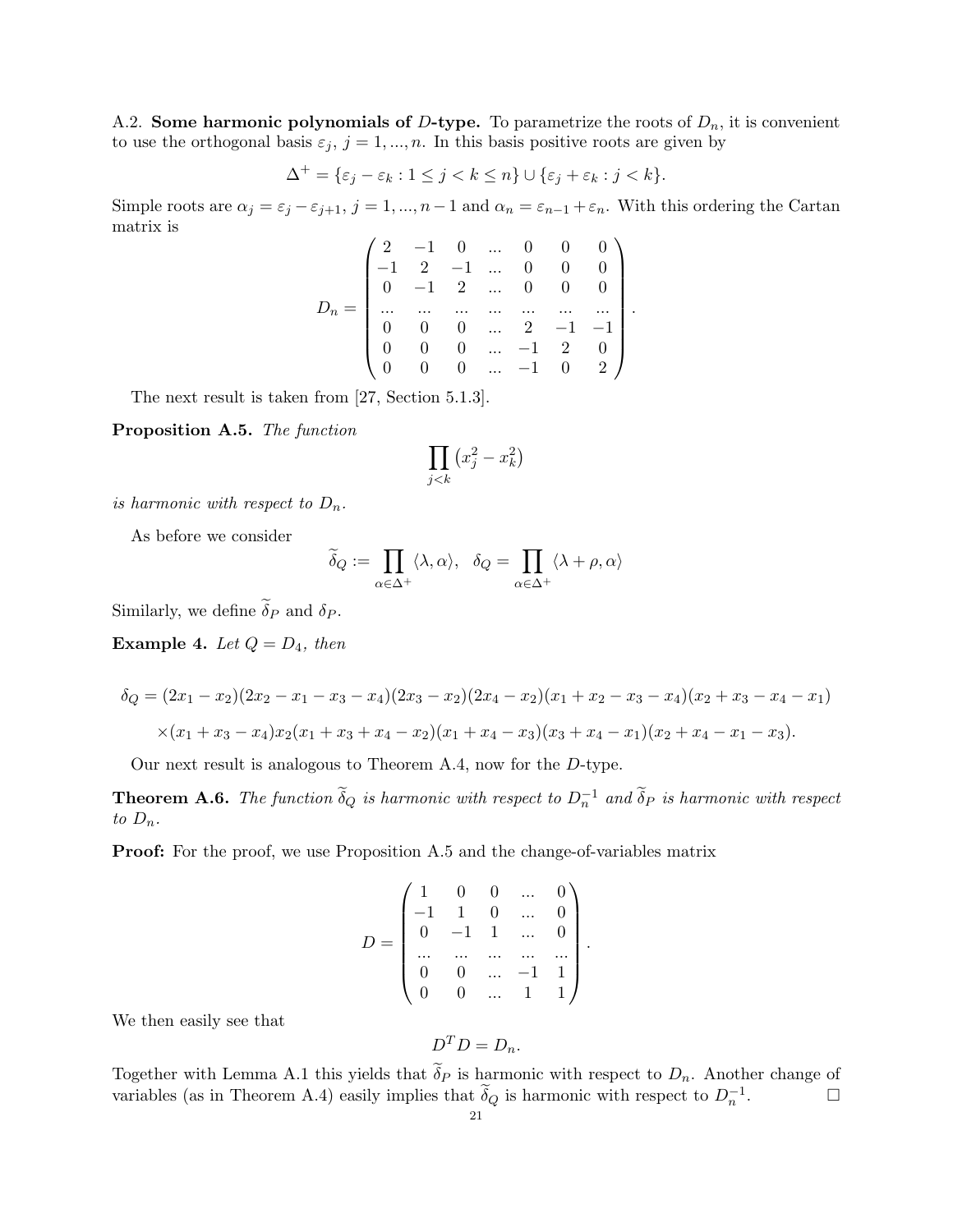A.2. **Some harmonic polynomials of $D$-type.** To parametrize the roots of $D_n$, it is convenient to use the orthogonal basis $\varepsilon_j$, $j = 1, ..., n$. In this basis positive roots are given by

$$\Delta^+ = \{\varepsilon_j - \varepsilon_k : 1 \leq j < k \leq n\} \cup \{\varepsilon_j + \varepsilon_k : j < k\}.$$

Simple roots are $\alpha_j = \varepsilon_j - \varepsilon_{j+1}$, $j = 1, ..., n-1$ and $\alpha_n = \varepsilon_{n-1} + \varepsilon_n$. With this ordering the Cartan matrix is

$$D_n = \begin{pmatrix} 2 & -1 & 0 & ... & 0 & 0 & 0 \\ -1 & 2 & -1 & ... & 0 & 0 & 0 \\ 0 & -1 & 2 & ... & 0 & 0 & 0 \\ ... & ... & ... & ... & ... & ... & ... \\ 0 & 0 & 0 & ... & 2 & -1 & -1 \\ 0 & 0 & 0 & ... & -1 & 2 & 0 \\ 0 & 0 & 0 & ... & -1 & 0 & 2 \end{pmatrix}.$$

The next result is taken from [27, Section 5.1.3].

**Proposition A.5.** *The function*

$$\prod_{j<k} \left(x_j^2 - x_k^2\right)$$

*is harmonic with respect to $D_n$.*

As before we consider

$$\widetilde{\delta}_Q := \prod_{\alpha \in \Delta^+} \langle \lambda, \alpha \rangle, \quad \delta_Q = \prod_{\alpha \in \Delta^+} \langle \lambda + \rho, \alpha \rangle$$

Similarly, we define $\widetilde{\delta}_P$ and $\delta_P$.

**Example 4.** *Let $Q = D_4$, then*

$$\delta_Q = (2x_1 - x_2)(2x_2 - x_1 - x_3 - x_4)(2x_3 - x_2)(2x_4 - x_2)(x_1 + x_2 - x_3 - x_4)(x_2 + x_3 - x_4 - x_1)$$

$$\times (x_1 + x_3 - x_4)x_2(x_1 + x_3 + x_4 - x_2)(x_1 + x_4 - x_3)(x_3 + x_4 - x_1)(x_2 + x_4 - x_1 - x_3).$$

Our next result is analogous to Theorem A.4, now for the $D$-type.

**Theorem A.6.** *The function $\widetilde{\delta}_Q$ is harmonic with respect to $D_n^{-1}$ and $\widetilde{\delta}_P$ is harmonic with respect to $D_n$.*

**Proof:** For the proof, we use Proposition A.5 and the change-of-variables matrix

$$D = \begin{pmatrix} 1 & 0 & 0 & ... & 0 \\ -1 & 1 & 0 & ... & 0 \\ 0 & -1 & 1 & ... & 0 \\ ... & ... & ... & ... & ... \\ 0 & 0 & ... & -1 & 1 \\ 0 & 0 & ... & 1 & 1 \end{pmatrix}.$$

We then easily see that

$$D^T D = D_n.$$

Together with Lemma A.1 this yields that $\widetilde{\delta}_P$ is harmonic with respect to $D_n$. Another change of variables (as in Theorem A.4) easily implies that $\widetilde{\delta}_Q$ is harmonic with respect to $D_n^{-1}$. $\square$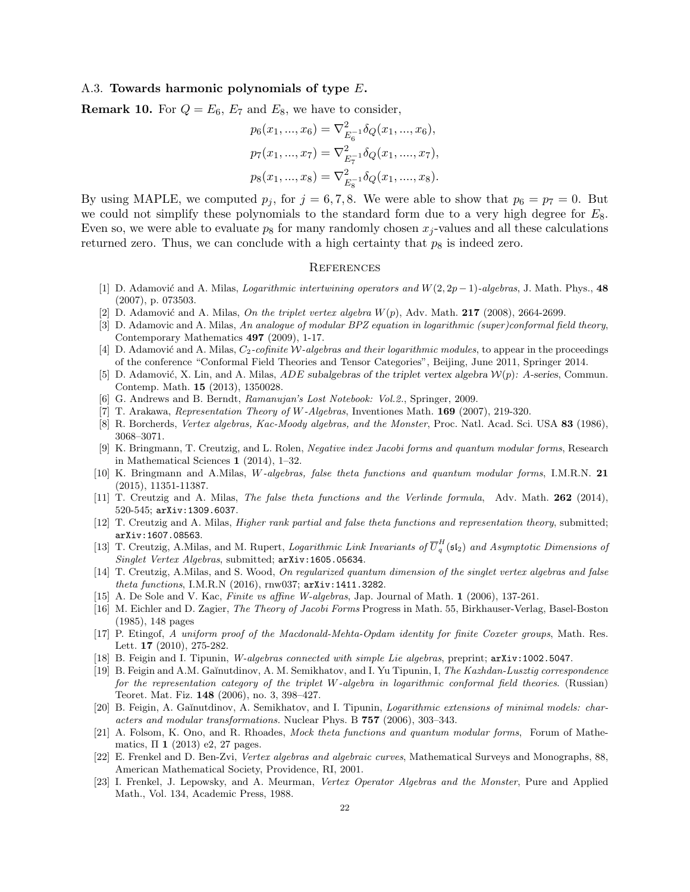### A.3. **Towards harmonic polynomials of type $E$.**

**Remark 10.** For $Q = E_6$, $E_7$ and $E_8$, we have to consider,

$$p_6(x_1, ..., x_6) = \nabla^2_{E_6^{-1}} \delta_Q(x_1, ..., x_6),$$

$$p_7(x_1, ..., x_7) = \nabla^2_{E_7^{-1}} \delta_Q(x_1, ...., x_7),$$

$$p_8(x_1, ..., x_8) = \nabla^2_{E_8^{-1}} \delta_Q(x_1, ...., x_8).$$

By using MAPLE, we computed $p_j$, for $j = 6, 7, 8$. We were able to show that $p_6 = p_7 = 0$. But we could not simplify these polynomials to the standard form due to a very high degree for $E_8$. Even so, we were able to evaluate $p_8$ for many randomly chosen $x_j$-values and all these calculations returned zero. Thus, we can conclude with a high certainty that $p_8$ is indeed zero.

## References

[1] D. Adamović and A. Milas, *Logarithmic intertwining operators and $W(2, 2p-1)$-algebras*, J. Math. Phys., **48** (2007), p. 073503.

[2] D. Adamović and A. Milas, *On the triplet vertex algebra $W(p)$*, Adv. Math. **217** (2008), 2664-2699.

[3] D. Adamovic and A. Milas, *An analogue of modular BPZ equation in logarithmic (super)conformal field theory*, Contemporary Mathematics **497** (2009), 1-17.

[4] D. Adamović and A. Milas, *$C_2$-cofinite $\mathcal{W}$-algebras and their logarithmic modules*, to appear in the proceedings of the conference "Conformal Field Theories and Tensor Categories", Beijing, June 2011, Springer 2014.

[5] D. Adamović, X. Lin, and A. Milas, *ADE subalgebras of the triplet vertex algebra $\mathcal{W}(p)$: A-series*, Commun. Contemp. Math. **15** (2013), 1350028.

[6] G. Andrews and B. Berndt, *Ramanujan's Lost Notebook: Vol.2.*, Springer, 2009.

[7] T. Arakawa, *Representation Theory of W-Algebras*, Inventiones Math. **169** (2007), 219-320.

[8] R. Borcherds, *Vertex algebras, Kac-Moody algebras, and the Monster*, Proc. Natl. Acad. Sci. USA **83** (1986), 3068–3071.

[9] K. Bringmann, T. Creutzig, and L. Rolen, *Negative index Jacobi forms and quantum modular forms*, Research in Mathematical Sciences **1** (2014), 1–32.

[10] K. Bringmann and A.Milas, *W-algebras, false theta functions and quantum modular forms*, I.M.R.N. **21** (2015), 11351-11387.

[11] T. Creutzig and A. Milas, *The false theta functions and the Verlinde formula*, Adv. Math. **262** (2014), 520-545; `arXiv:1309.6037`.

[12] T. Creutzig and A. Milas, *Higher rank partial and false theta functions and representation theory*, submitted; `arXiv:1607.08563`.

[13] T. Creutzig, A.Milas, and M. Rupert, *Logarithmic Link Invariants of $\overline{U}_q^H(\mathfrak{sl}_2)$ and Asymptotic Dimensions of Singlet Vertex Algebras*, submitted; `arXiv:1605.05634`.

[14] T. Creutzig, A.Milas, and S. Wood, *On regularized quantum dimension of the singlet vertex algebras and false theta functions*, I.M.R.N (2016), rnw037; `arXiv:1411.3282`.

[15] A. De Sole and V. Kac, *Finite vs affine W-algebras*, Jap. Journal of Math. **1** (2006), 137-261.

[16] M. Eichler and D. Zagier, *The Theory of Jacobi Forms* Progress in Math. 55, Birkhauser-Verlag, Basel-Boston (1985), 148 pages

[17] P. Etingof, *A uniform proof of the Macdonald-Mehta-Opdam identity for finite Coxeter groups*, Math. Res. Lett. **17** (2010), 275-282.

[18] B. Feigin and I. Tipunin, *W-algebras connected with simple Lie algebras*, preprint; `arXiv:1002.5047`.

[19] B. Feigin and A.M. Gaĭnutdinov, A. M. Semikhatov, and I. Yu Tipunin, I, *The Kazhdan-Lusztig correspondence for the representation category of the triplet W-algebra in logarithmic conformal field theories*. (Russian) Teoret. Mat. Fiz. **148** (2006), no. 3, 398–427.

[20] B. Feigin, A. Gaĭnutdinov, A. Semikhatov, and I. Tipunin, *Logarithmic extensions of minimal models: characters and modular transformations.* Nuclear Phys. B **757** (2006), 303–343.

[21] A. Folsom, K. Ono, and R. Rhoades, *Mock theta functions and quantum modular forms*, Forum of Mathematics, Π **1** (2013) e2, 27 pages.

[22] E. Frenkel and D. Ben-Zvi, *Vertex algebras and algebraic curves*, Mathematical Surveys and Monographs, 88, American Mathematical Society, Providence, RI, 2001.

[23] I. Frenkel, J. Lepowsky, and A. Meurman, *Vertex Operator Algebras and the Monster*, Pure and Applied Math., Vol. 134, Academic Press, 1988.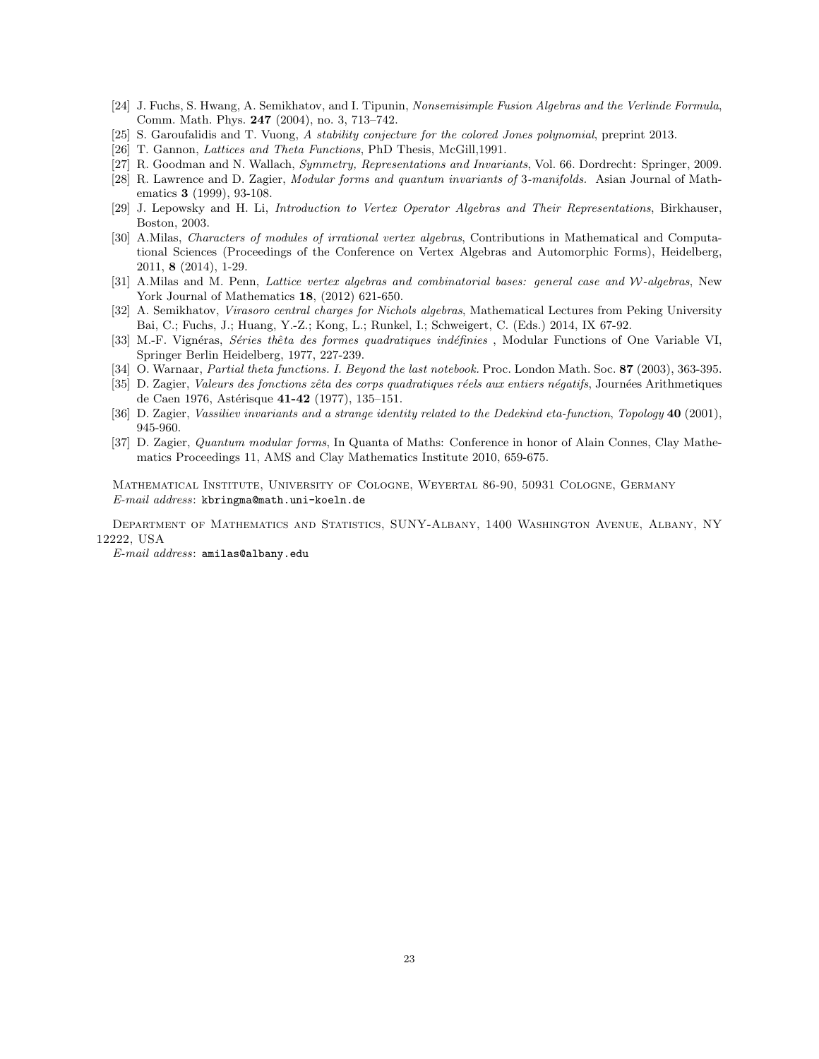[24] J. Fuchs, S. Hwang, A. Semikhatov, and I. Tipunin, *Nonsemisimple Fusion Algebras and the Verlinde Formula*, Comm. Math. Phys. **247** (2004), no. 3, 713–742.

[25] S. Garoufalidis and T. Vuong, *A stability conjecture for the colored Jones polynomial*, preprint 2013.

[26] T. Gannon, *Lattices and Theta Functions*, PhD Thesis, McGill,1991.

[27] R. Goodman and N. Wallach, *Symmetry, Representations and Invariants*, Vol. 66. Dordrecht: Springer, 2009.

[28] R. Lawrence and D. Zagier, *Modular forms and quantum invariants of 3-manifolds.* Asian Journal of Mathematics **3** (1999), 93-108.

[29] J. Lepowsky and H. Li, *Introduction to Vertex Operator Algebras and Their Representations*, Birkhauser, Boston, 2003.

[30] A.Milas, *Characters of modules of irrational vertex algebras*, Contributions in Mathematical and Computational Sciences (Proceedings of the Conference on Vertex Algebras and Automorphic Forms), Heidelberg, 2011, **8** (2014), 1-29.

[31] A.Milas and M. Penn, *Lattice vertex algebras and combinatorial bases: general case and $\mathcal{W}$-algebras*, New York Journal of Mathematics **18**, (2012) 621-650.

[32] A. Semikhatov, *Virasoro central charges for Nichols algebras*, Mathematical Lectures from Peking University Bai, C.; Fuchs, J.; Huang, Y.-Z.; Kong, L.; Runkel, I.; Schweigert, C. (Eds.) 2014, IX 67-92.

[33] M.-F. Vignéras, *Séries thêta des formes quadratiques indéfinies* , Modular Functions of One Variable VI, Springer Berlin Heidelberg, 1977, 227-239.

[34] O. Warnaar, *Partial theta functions. I. Beyond the last notebook.* Proc. London Math. Soc. **87** (2003), 363-395.

[35] D. Zagier, *Valeurs des fonctions zêta des corps quadratiques réels aux entiers négatifs*, Journées Arithmetiques de Caen 1976, Astérisque **41-42** (1977), 135–151.

[36] D. Zagier, *Vassiliev invariants and a strange identity related to the Dedekind eta-function*, *Topology* **40** (2001), 945-960.

[37] D. Zagier, *Quantum modular forms*, In Quanta of Maths: Conference in honor of Alain Connes, Clay Mathematics Proceedings 11, AMS and Clay Mathematics Institute 2010, 659-675.

Mathematical Institute, University of Cologne, Weyertal 86-90, 50931 Cologne, Germany
*E-mail address*: `kbringma@math.uni-koeln.de`

Department of Mathematics and Statistics, SUNY-Albany, 1400 Washington Avenue, Albany, NY 12222, USA
*E-mail address*: `amilas@albany.edu`